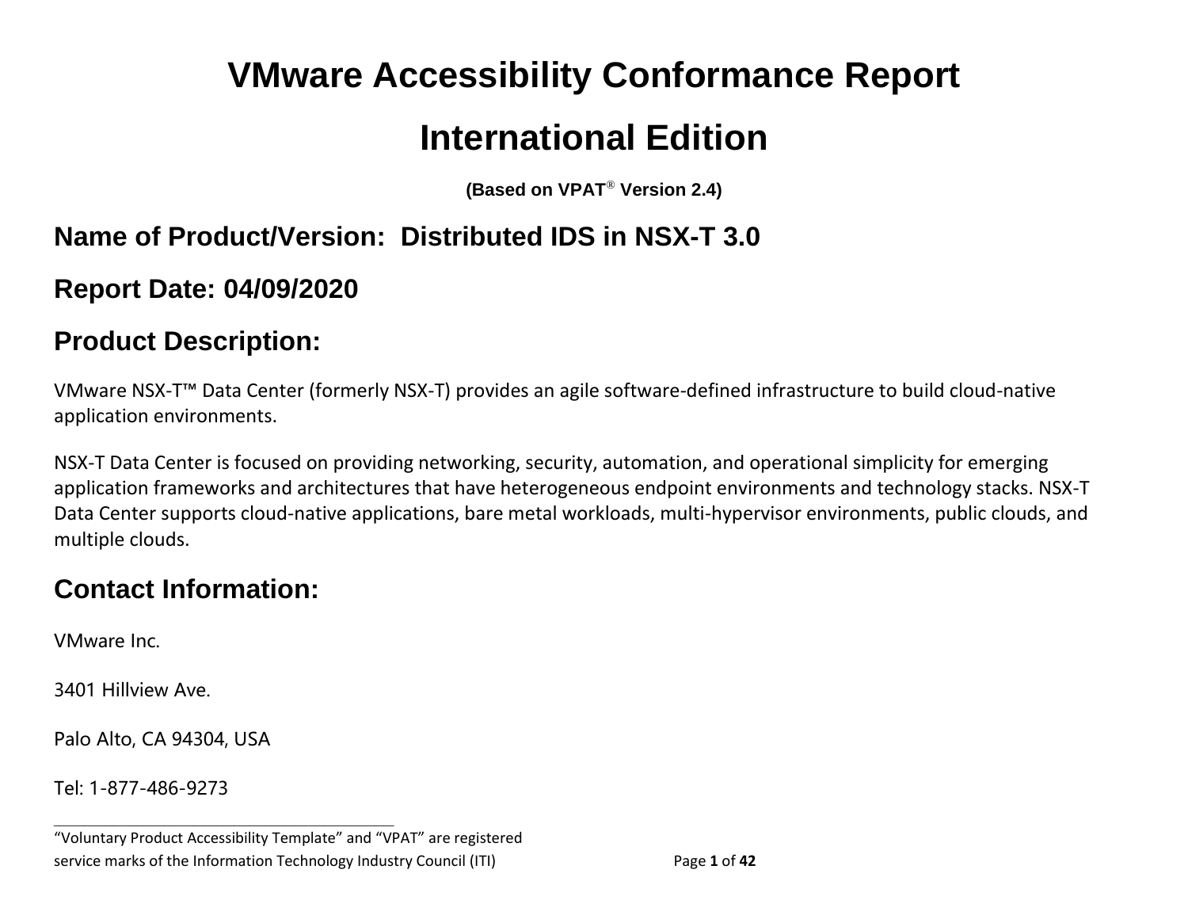# VMware Accessibility Conformance Report

# International Edition

**(Based on VPAT® Version 2.4)**

## Name of Product/Version: Distributed IDS in NSX-T 3.0

## Report Date: 04/09/2020

## Product Description:

VMware NSX-T™ Data Center (formerly NSX-T) provides an agile software-defined infrastructure to build cloud-native application environments.

NSX-T Data Center is focused on providing networking, security, automation, and operational simplicity for emerging application frameworks and architectures that have heterogeneous endpoint environments and technology stacks. NSX-T Data Center supports cloud-native applications, bare metal workloads, multi-hypervisor environments, public clouds, and multiple clouds.

## Contact Information:

VMware Inc.

3401 Hillview Ave.

Palo Alto, CA 94304, USA

Tel: 1-877-486-9273

---

"Voluntary Product Accessibility Template" and "VPAT" are registered service marks of the Information Technology Industry Council (ITI)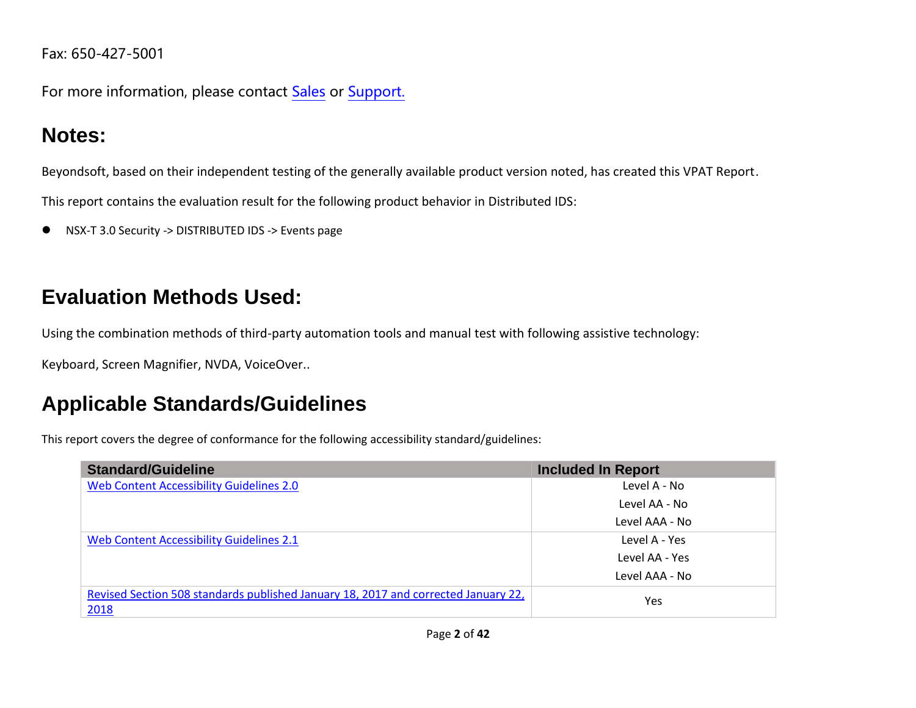Fax: 650-427-5001

For more information, please contact [Sales](#) or [Support.](#)

## Notes:

Beyondsoft, based on their independent testing of the generally available product version noted, has created this VPAT Report.

This report contains the evaluation result for the following product behavior in Distributed IDS:

- NSX-T 3.0 Security -> DISTRIBUTED IDS -> Events page

## Evaluation Methods Used:

Using the combination methods of third-party automation tools and manual test with following assistive technology:

Keyboard, Screen Magnifier, NVDA, VoiceOver..

## Applicable Standards/Guidelines

This report covers the degree of conformance for the following accessibility standard/guidelines:

| Standard/Guideline | Included In Report |
| --- | --- |
| [Web Content Accessibility Guidelines 2.0](#) | Level A - No<br>Level AA - No<br>Level AAA - No |
| [Web Content Accessibility Guidelines 2.1](#) | Level A - Yes<br>Level AA - Yes<br>Level AAA - No |
| [Revised Section 508 standards published January 18, 2017 and corrected January 22, 2018](#) | Yes |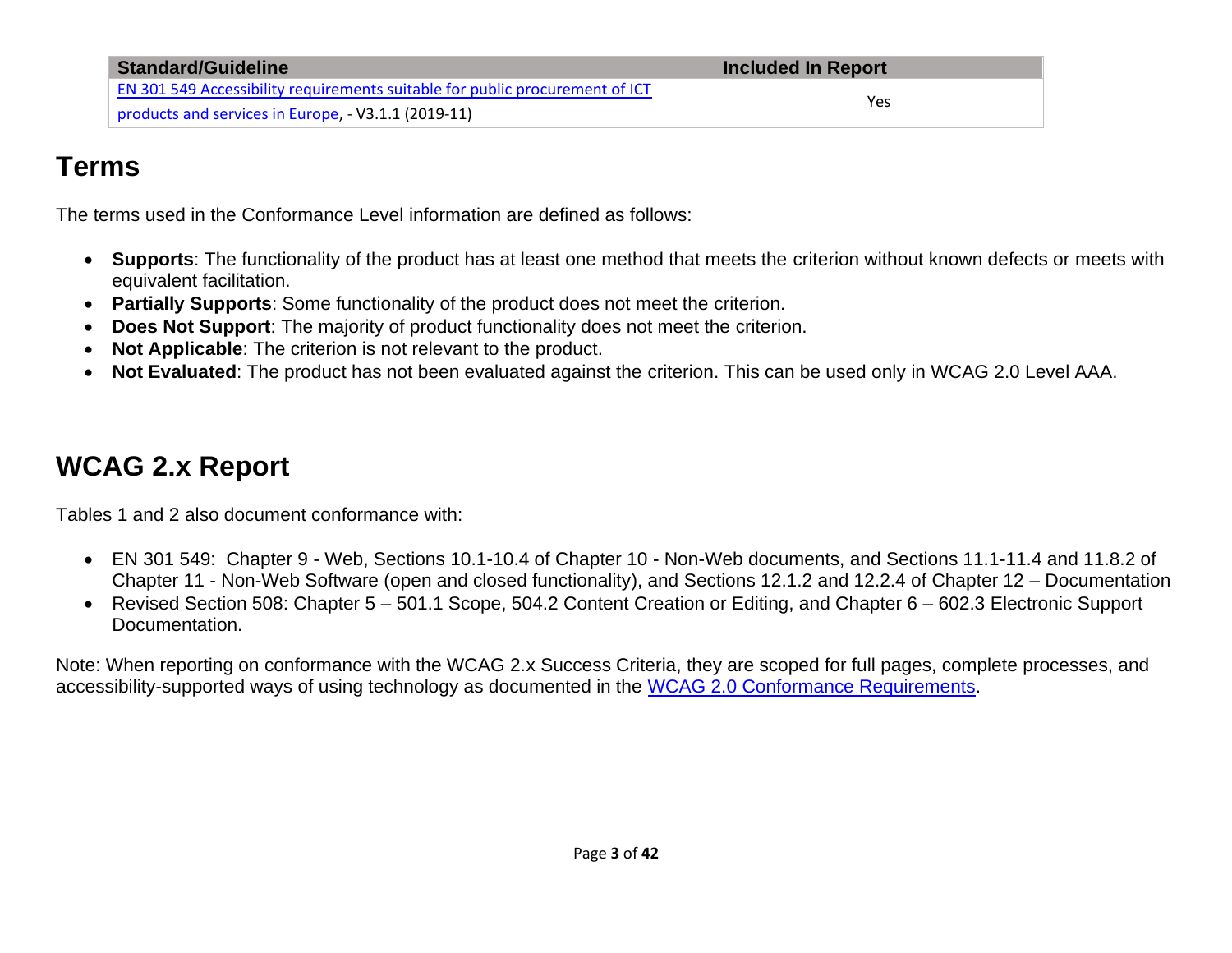| Standard/Guideline | Included In Report |
| --- | --- |
| [EN 301 549 Accessibility requirements suitable for public procurement of ICT products and services in Europe](), - V3.1.1 (2019-11) | Yes |

## Terms

The terms used in the Conformance Level information are defined as follows:

- **Supports**: The functionality of the product has at least one method that meets the criterion without known defects or meets with equivalent facilitation.
- **Partially Supports**: Some functionality of the product does not meet the criterion.
- **Does Not Support**: The majority of product functionality does not meet the criterion.
- **Not Applicable**: The criterion is not relevant to the product.
- **Not Evaluated**: The product has not been evaluated against the criterion. This can be used only in WCAG 2.0 Level AAA.

## WCAG 2.x Report

Tables 1 and 2 also document conformance with:

- EN 301 549: Chapter 9 - Web, Sections 10.1-10.4 of Chapter 10 - Non-Web documents, and Sections 11.1-11.4 and 11.8.2 of Chapter 11 - Non-Web Software (open and closed functionality), and Sections 12.1.2 and 12.2.4 of Chapter 12 – Documentation
- Revised Section 508: Chapter 5 – 501.1 Scope, 504.2 Content Creation or Editing, and Chapter 6 – 602.3 Electronic Support Documentation.

Note: When reporting on conformance with the WCAG 2.x Success Criteria, they are scoped for full pages, complete processes, and accessibility-supported ways of using technology as documented in the [WCAG 2.0 Conformance Requirements]().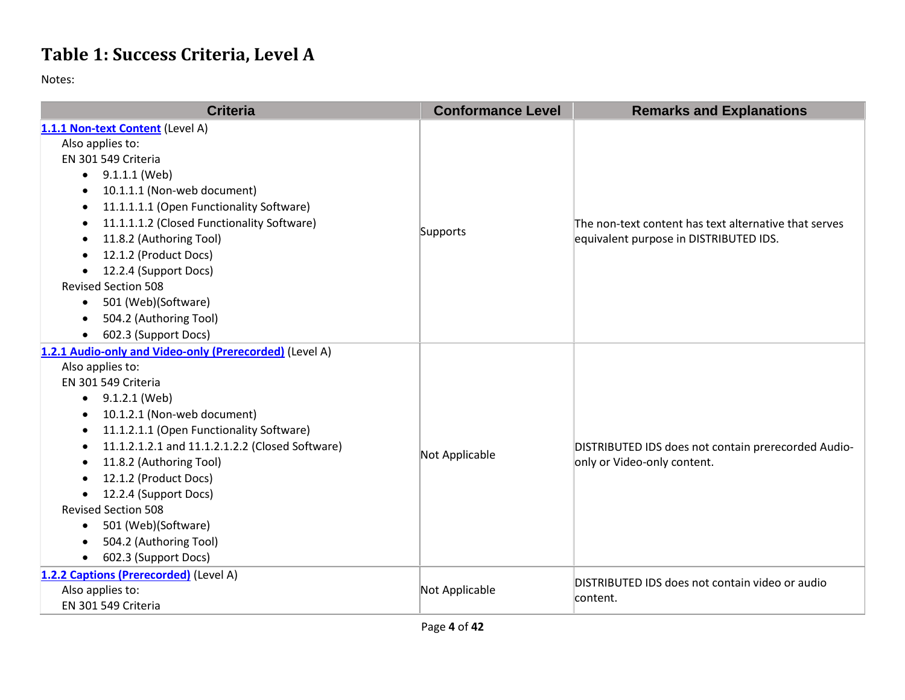# Table 1: Success Criteria, Level A

Notes:

| Criteria | Conformance Level | Remarks and Explanations |
|---|---|---|
| [1.1.1 Non-text Content](#) (Level A)<br>Also applies to:<br>EN 301 549 Criteria<br>• 9.1.1.1 (Web)<br>• 10.1.1.1 (Non-web document)<br>• 11.1.1.1.1 (Open Functionality Software)<br>• 11.1.1.1.2 (Closed Functionality Software)<br>• 11.8.2 (Authoring Tool)<br>• 12.1.2 (Product Docs)<br>• 12.2.4 (Support Docs)<br>Revised Section 508<br>• 501 (Web)(Software)<br>• 504.2 (Authoring Tool)<br>• 602.3 (Support Docs) | Supports | The non-text content has text alternative that serves equivalent purpose in DISTRIBUTED IDS. |
| [1.2.1 Audio-only and Video-only (Prerecorded)](#) (Level A)<br>Also applies to:<br>EN 301 549 Criteria<br>• 9.1.2.1 (Web)<br>• 10.1.2.1 (Non-web document)<br>• 11.1.2.1.1 (Open Functionality Software)<br>• 11.1.2.1.2.1 and 11.1.2.1.2.2 (Closed Software)<br>• 11.8.2 (Authoring Tool)<br>• 12.1.2 (Product Docs)<br>• 12.2.4 (Support Docs)<br>Revised Section 508<br>• 501 (Web)(Software)<br>• 504.2 (Authoring Tool)<br>• 602.3 (Support Docs) | Not Applicable | DISTRIBUTED IDS does not contain prerecorded Audio-only or Video-only content. |
| [1.2.2 Captions (Prerecorded)](#) (Level A)<br>Also applies to:<br>EN 301 549 Criteria | Not Applicable | DISTRIBUTED IDS does not contain video or audio content. |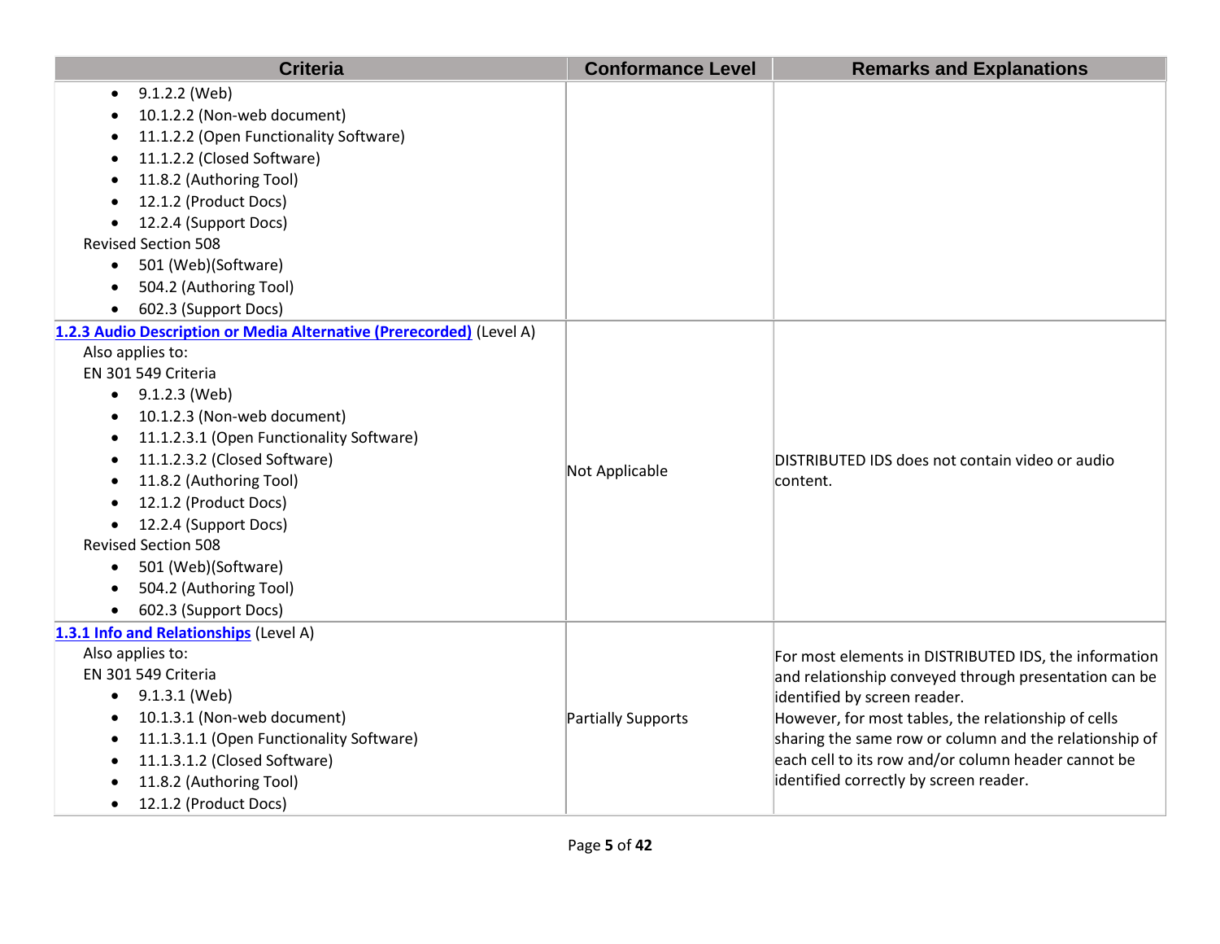| Criteria | Conformance Level | Remarks and Explanations |
|---|---|---|
| <ul><li>9.1.2.2 (Web)</li><li>10.1.2.2 (Non-web document)</li><li>11.1.2.2 (Open Functionality Software)</li><li>11.1.2.2 (Closed Software)</li><li>11.8.2 (Authoring Tool)</li><li>12.1.2 (Product Docs)</li><li>12.2.4 (Support Docs)</li></ul>Revised Section 508<ul><li>501 (Web)(Software)</li><li>504.2 (Authoring Tool)</li><li>602.3 (Support Docs)</li></ul> | | |
| **1.2.3 Audio Description or Media Alternative (Prerecorded)** (Level A)<br>Also applies to:<br>EN 301 549 Criteria<ul><li>9.1.2.3 (Web)</li><li>10.1.2.3 (Non-web document)</li><li>11.1.2.3.1 (Open Functionality Software)</li><li>11.1.2.3.2 (Closed Software)</li><li>11.8.2 (Authoring Tool)</li><li>12.1.2 (Product Docs)</li><li>12.2.4 (Support Docs)</li></ul>Revised Section 508<ul><li>501 (Web)(Software)</li><li>504.2 (Authoring Tool)</li><li>602.3 (Support Docs)</li></ul> | Not Applicable | DISTRIBUTED IDS does not contain video or audio content. |
| **1.3.1 Info and Relationships** (Level A)<br>Also applies to:<br>EN 301 549 Criteria<ul><li>9.1.3.1 (Web)</li><li>10.1.3.1 (Non-web document)</li><li>11.1.3.1.1 (Open Functionality Software)</li><li>11.1.3.1.2 (Closed Software)</li><li>11.8.2 (Authoring Tool)</li><li>12.1.2 (Product Docs)</li></ul> | Partially Supports | For most elements in DISTRIBUTED IDS, the information and relationship conveyed through presentation can be identified by screen reader.<br>However, for most tables, the relationship of cells sharing the same row or column and the relationship of each cell to its row and/or column header cannot be identified correctly by screen reader. |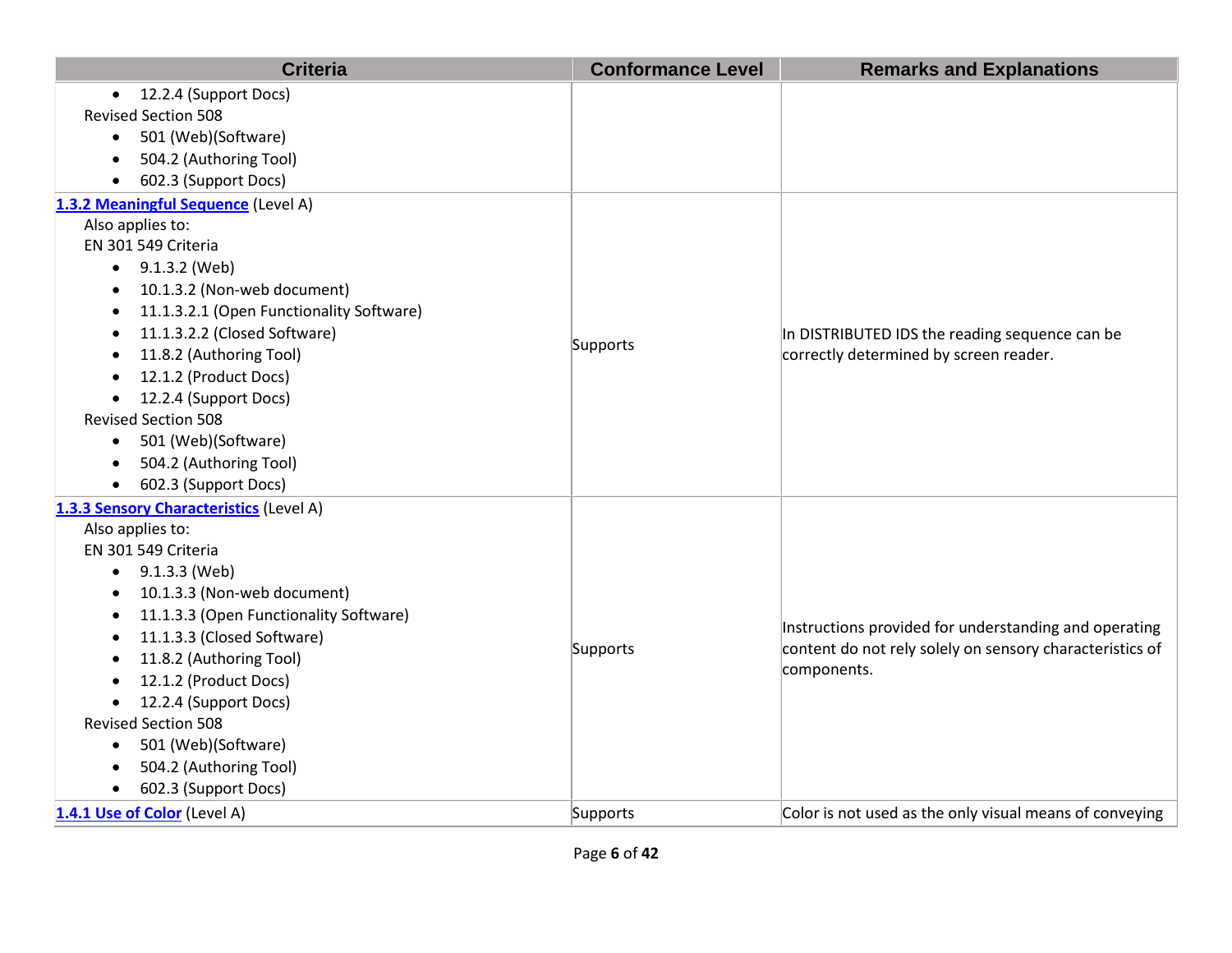| Criteria | Conformance Level | Remarks and Explanations |
|---|---|---|
| • 12.2.4 (Support Docs)<br>Revised Section 508<br>• 501 (Web)(Software)<br>• 504.2 (Authoring Tool)<br>• 602.3 (Support Docs) | | |
| **[1.3.2 Meaningful Sequence]()** (Level A)<br>Also applies to:<br>EN 301 549 Criteria<br>• 9.1.3.2 (Web)<br>• 10.1.3.2 (Non-web document)<br>• 11.1.3.2.1 (Open Functionality Software)<br>• 11.1.3.2.2 (Closed Software)<br>• 11.8.2 (Authoring Tool)<br>• 12.1.2 (Product Docs)<br>• 12.2.4 (Support Docs)<br>Revised Section 508<br>• 501 (Web)(Software)<br>• 504.2 (Authoring Tool)<br>• 602.3 (Support Docs) | Supports | In DISTRIBUTED IDS the reading sequence can be correctly determined by screen reader. |
| **[1.3.3 Sensory Characteristics]()** (Level A)<br>Also applies to:<br>EN 301 549 Criteria<br>• 9.1.3.3 (Web)<br>• 10.1.3.3 (Non-web document)<br>• 11.1.3.3 (Open Functionality Software)<br>• 11.1.3.3 (Closed Software)<br>• 11.8.2 (Authoring Tool)<br>• 12.1.2 (Product Docs)<br>• 12.2.4 (Support Docs)<br>Revised Section 508<br>• 501 (Web)(Software)<br>• 504.2 (Authoring Tool)<br>• 602.3 (Support Docs) | Supports | Instructions provided for understanding and operating content do not rely solely on sensory characteristics of components. |
| **[1.4.1 Use of Color]()** (Level A) | Supports | Color is not used as the only visual means of conveying |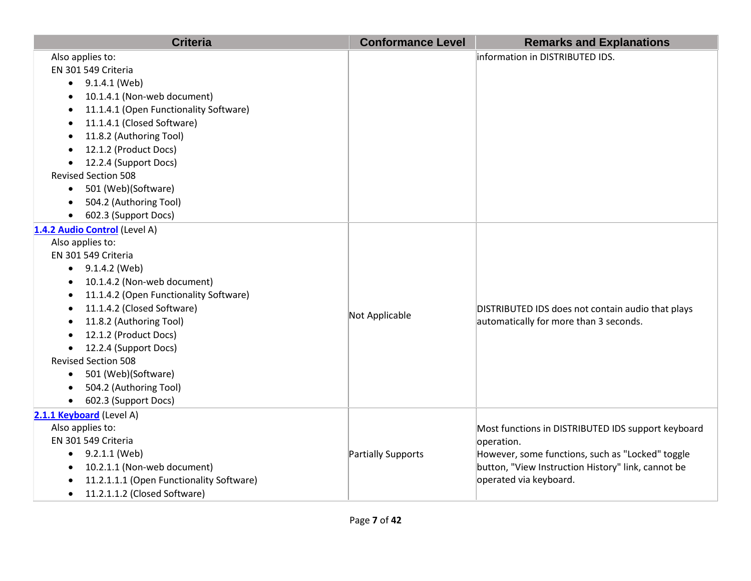| Criteria | Conformance Level | Remarks and Explanations |
|---|---|---|
| Also applies to:<br>EN 301 549 Criteria<br>• 9.1.4.1 (Web)<br>• 10.1.4.1 (Non-web document)<br>• 11.1.4.1 (Open Functionality Software)<br>• 11.1.4.1 (Closed Software)<br>• 11.8.2 (Authoring Tool)<br>• 12.1.2 (Product Docs)<br>• 12.2.4 (Support Docs)<br>Revised Section 508<br>• 501 (Web)(Software)<br>• 504.2 (Authoring Tool)<br>• 602.3 (Support Docs) | | information in DISTRIBUTED IDS. |
| **1.4.2 Audio Control** (Level A)<br>Also applies to:<br>EN 301 549 Criteria<br>• 9.1.4.2 (Web)<br>• 10.1.4.2 (Non-web document)<br>• 11.1.4.2 (Open Functionality Software)<br>• 11.1.4.2 (Closed Software)<br>• 11.8.2 (Authoring Tool)<br>• 12.1.2 (Product Docs)<br>• 12.2.4 (Support Docs)<br>Revised Section 508<br>• 501 (Web)(Software)<br>• 504.2 (Authoring Tool)<br>• 602.3 (Support Docs) | Not Applicable | DISTRIBUTED IDS does not contain audio that plays automatically for more than 3 seconds. |
| **2.1.1 Keyboard** (Level A)<br>Also applies to:<br>EN 301 549 Criteria<br>• 9.2.1.1 (Web)<br>• 10.2.1.1 (Non-web document)<br>• 11.2.1.1.1 (Open Functionality Software)<br>• 11.2.1.1.2 (Closed Software) | Partially Supports | Most functions in DISTRIBUTED IDS support keyboard operation.<br>However, some functions, such as "Locked" toggle button, "View Instruction History" link, cannot be operated via keyboard. |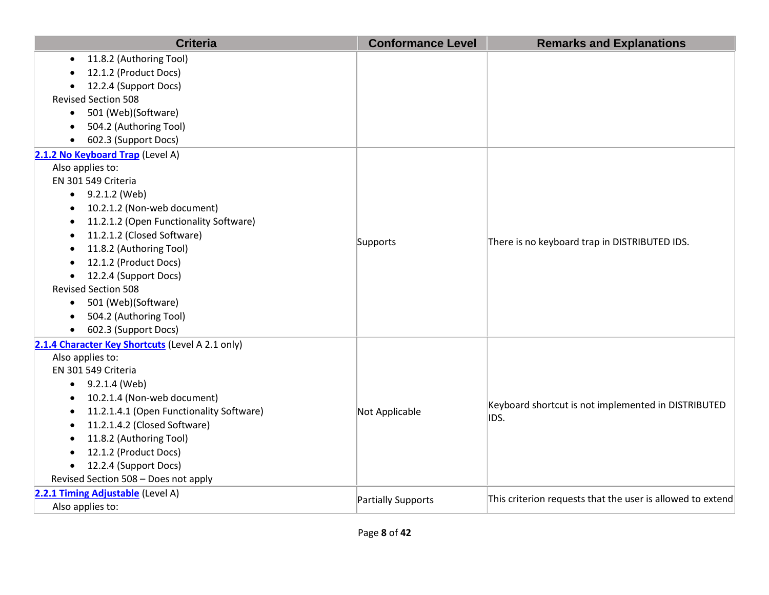| Criteria | Conformance Level | Remarks and Explanations |
|---|---|---|
| <ul><li>11.8.2 (Authoring Tool)</li><li>12.1.2 (Product Docs)</li><li>12.2.4 (Support Docs)</li></ul>Revised Section 508<ul><li>501 (Web)(Software)</li><li>504.2 (Authoring Tool)</li><li>602.3 (Support Docs)</li></ul> | | |
| [2.1.2 No Keyboard Trap](#) (Level A)<br>Also applies to:<br>EN 301 549 Criteria<ul><li>9.2.1.2 (Web)</li><li>10.2.1.2 (Non-web document)</li><li>11.2.1.2 (Open Functionality Software)</li><li>11.2.1.2 (Closed Software)</li><li>11.8.2 (Authoring Tool)</li><li>12.1.2 (Product Docs)</li><li>12.2.4 (Support Docs)</li></ul>Revised Section 508<ul><li>501 (Web)(Software)</li><li>504.2 (Authoring Tool)</li><li>602.3 (Support Docs)</li></ul> | Supports | There is no keyboard trap in DISTRIBUTED IDS. |
| [2.1.4 Character Key Shortcuts](#) (Level A 2.1 only)<br>Also applies to:<br>EN 301 549 Criteria<ul><li>9.2.1.4 (Web)</li><li>10.2.1.4 (Non-web document)</li><li>11.2.1.4.1 (Open Functionality Software)</li><li>11.2.1.4.2 (Closed Software)</li><li>11.8.2 (Authoring Tool)</li><li>12.1.2 (Product Docs)</li><li>12.2.4 (Support Docs)</li></ul>Revised Section 508 – Does not apply | Not Applicable | Keyboard shortcut is not implemented in DISTRIBUTED IDS. |
| [2.2.1 Timing Adjustable](#) (Level A)<br>Also applies to: | Partially Supports | This criterion requests that the user is allowed to extend |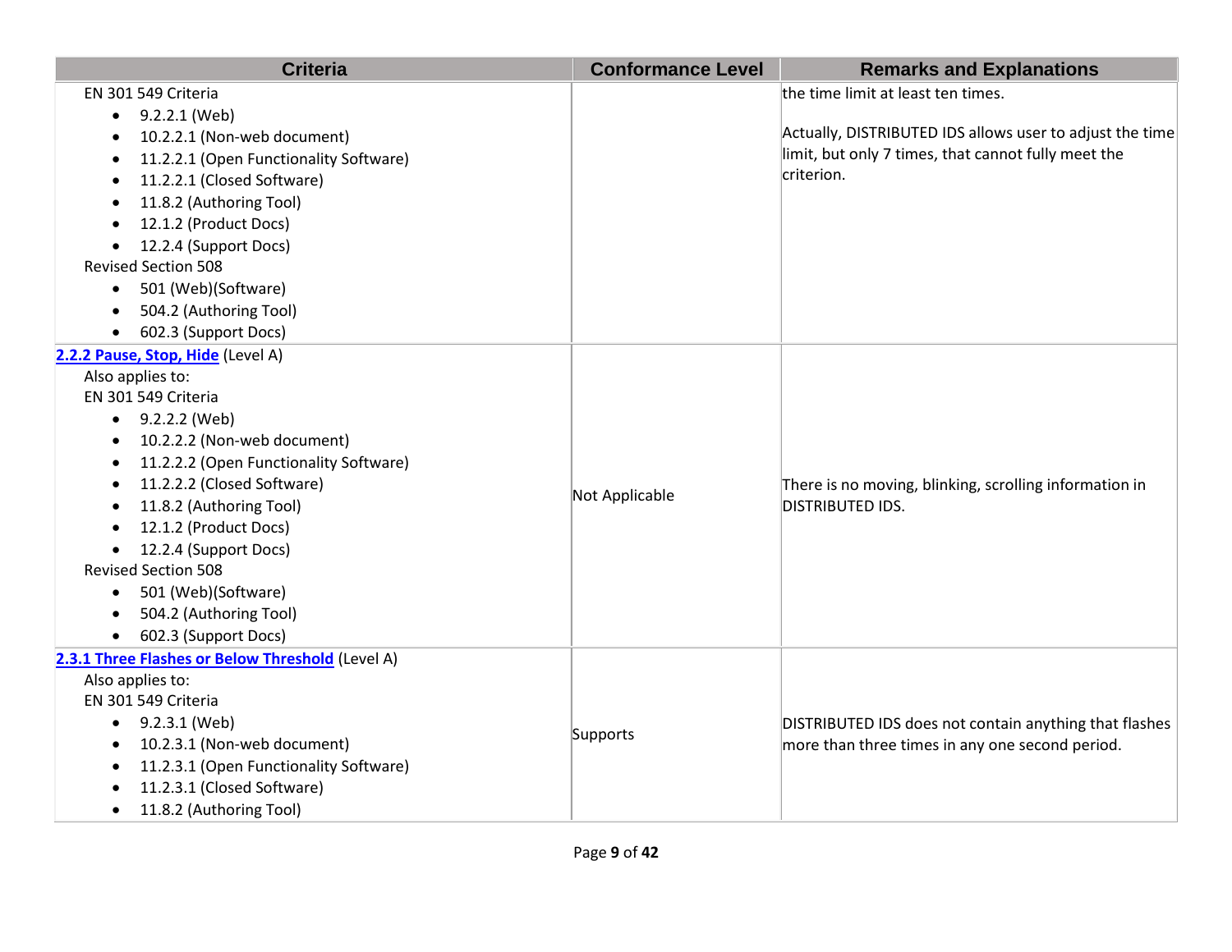| Criteria | Conformance Level | Remarks and Explanations |
|---|---|---|
| EN 301 549 Criteria<br>• 9.2.2.1 (Web)<br>• 10.2.2.1 (Non-web document)<br>• 11.2.2.1 (Open Functionality Software)<br>• 11.2.2.1 (Closed Software)<br>• 11.8.2 (Authoring Tool)<br>• 12.1.2 (Product Docs)<br>• 12.2.4 (Support Docs)<br>Revised Section 508<br>• 501 (Web)(Software)<br>• 504.2 (Authoring Tool)<br>• 602.3 (Support Docs) | | the time limit at least ten times.<br><br>Actually, DISTRIBUTED IDS allows user to adjust the time limit, but only 7 times, that cannot fully meet the criterion. |
| **2.2.2 Pause, Stop, Hide** (Level A)<br>Also applies to:<br>EN 301 549 Criteria<br>• 9.2.2.2 (Web)<br>• 10.2.2.2 (Non-web document)<br>• 11.2.2.2 (Open Functionality Software)<br>• 11.2.2.2 (Closed Software)<br>• 11.8.2 (Authoring Tool)<br>• 12.1.2 (Product Docs)<br>• 12.2.4 (Support Docs)<br>Revised Section 508<br>• 501 (Web)(Software)<br>• 504.2 (Authoring Tool)<br>• 602.3 (Support Docs) | Not Applicable | There is no moving, blinking, scrolling information in DISTRIBUTED IDS. |
| **2.3.1 Three Flashes or Below Threshold** (Level A)<br>Also applies to:<br>EN 301 549 Criteria<br>• 9.2.3.1 (Web)<br>• 10.2.3.1 (Non-web document)<br>• 11.2.3.1 (Open Functionality Software)<br>• 11.2.3.1 (Closed Software)<br>• 11.8.2 (Authoring Tool) | Supports | DISTRIBUTED IDS does not contain anything that flashes more than three times in any one second period. |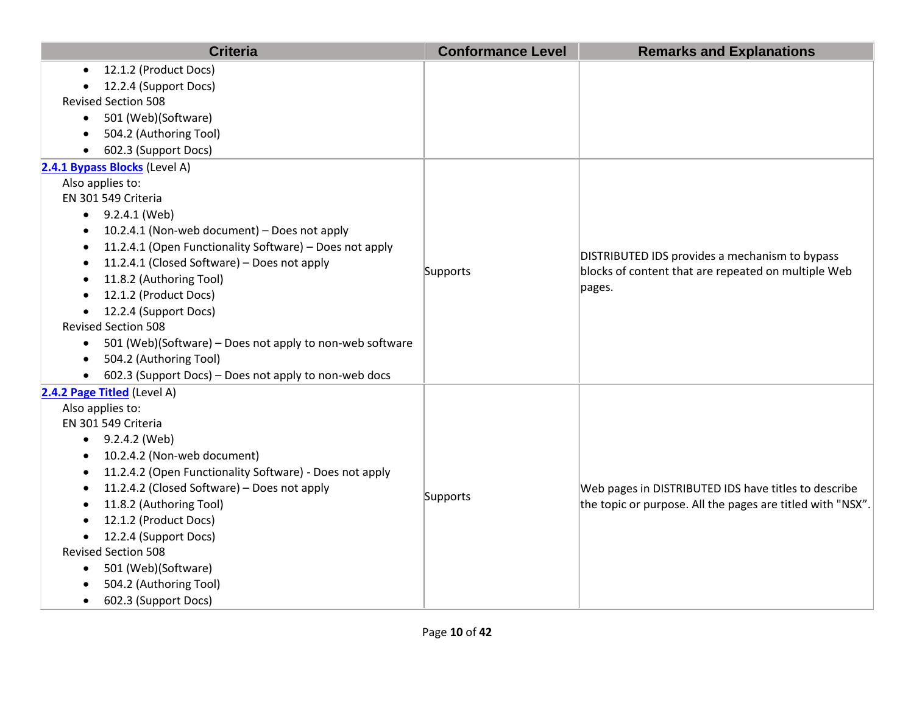| Criteria | Conformance Level | Remarks and Explanations |
|---|---|---|
| <ul><li>12.1.2 (Product Docs)</li><li>12.2.4 (Support Docs)</li></ul>Revised Section 508<ul><li>501 (Web)(Software)</li><li>504.2 (Authoring Tool)</li><li>602.3 (Support Docs)</li></ul> | | |
| [2.4.1 Bypass Blocks]() (Level A)<br>Also applies to:<br>EN 301 549 Criteria<ul><li>9.2.4.1 (Web)</li><li>10.2.4.1 (Non-web document) – Does not apply</li><li>11.2.4.1 (Open Functionality Software) – Does not apply</li><li>11.2.4.1 (Closed Software) – Does not apply</li><li>11.8.2 (Authoring Tool)</li><li>12.1.2 (Product Docs)</li><li>12.2.4 (Support Docs)</li></ul>Revised Section 508<ul><li>501 (Web)(Software) – Does not apply to non-web software</li><li>504.2 (Authoring Tool)</li><li>602.3 (Support Docs) – Does not apply to non-web docs</li></ul> | Supports | DISTRIBUTED IDS provides a mechanism to bypass blocks of content that are repeated on multiple Web pages. |
| [2.4.2 Page Titled]() (Level A)<br>Also applies to:<br>EN 301 549 Criteria<ul><li>9.2.4.2 (Web)</li><li>10.2.4.2 (Non-web document)</li><li>11.2.4.2 (Open Functionality Software) - Does not apply</li><li>11.2.4.2 (Closed Software) – Does not apply</li><li>11.8.2 (Authoring Tool)</li><li>12.1.2 (Product Docs)</li><li>12.2.4 (Support Docs)</li></ul>Revised Section 508<ul><li>501 (Web)(Software)</li><li>504.2 (Authoring Tool)</li><li>602.3 (Support Docs)</li></ul> | Supports | Web pages in DISTRIBUTED IDS have titles to describe the topic or purpose. All the pages are titled with "NSX”. |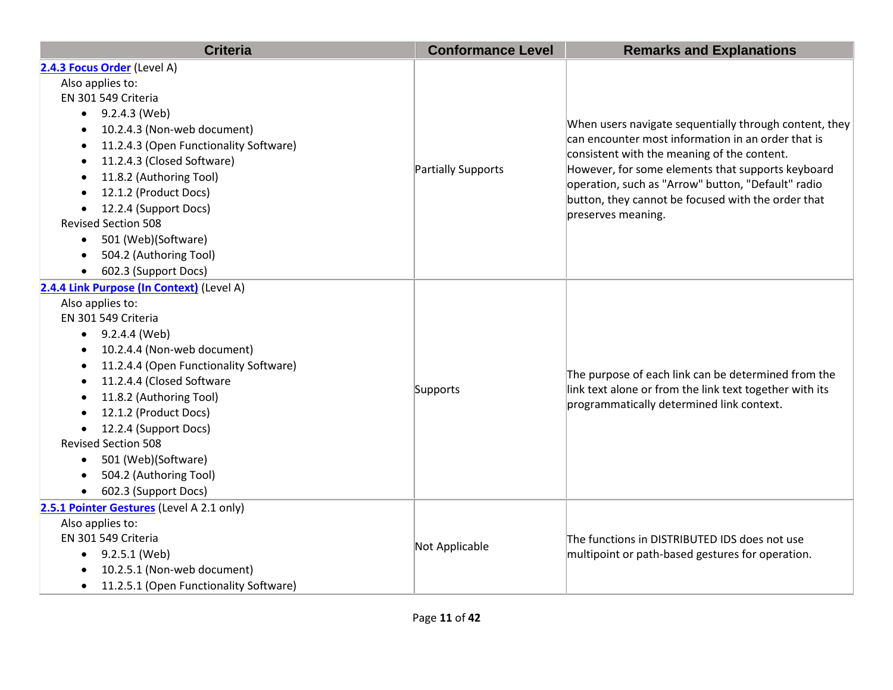| Criteria | Conformance Level | Remarks and Explanations |
|---|---|---|
| [2.4.3 Focus Order](#) (Level A)<br>Also applies to:<br>EN 301 549 Criteria<br>• 9.2.4.3 (Web)<br>• 10.2.4.3 (Non-web document)<br>• 11.2.4.3 (Open Functionality Software)<br>• 11.2.4.3 (Closed Software)<br>• 11.8.2 (Authoring Tool)<br>• 12.1.2 (Product Docs)<br>• 12.2.4 (Support Docs)<br>Revised Section 508<br>• 501 (Web)(Software)<br>• 504.2 (Authoring Tool)<br>• 602.3 (Support Docs) | Partially Supports | When users navigate sequentially through content, they can encounter most information in an order that is consistent with the meaning of the content. However, for some elements that supports keyboard operation, such as "Arrow" button, "Default" radio button, they cannot be focused with the order that preserves meaning. |
| [2.4.4 Link Purpose (In Context)](#) (Level A)<br>Also applies to:<br>EN 301 549 Criteria<br>• 9.2.4.4 (Web)<br>• 10.2.4.4 (Non-web document)<br>• 11.2.4.4 (Open Functionality Software)<br>• 11.2.4.4 (Closed Software<br>• 11.8.2 (Authoring Tool)<br>• 12.1.2 (Product Docs)<br>• 12.2.4 (Support Docs)<br>Revised Section 508<br>• 501 (Web)(Software)<br>• 504.2 (Authoring Tool)<br>• 602.3 (Support Docs) | Supports | The purpose of each link can be determined from the link text alone or from the link text together with its programmatically determined link context. |
| [2.5.1 Pointer Gestures](#) (Level A 2.1 only)<br>Also applies to:<br>EN 301 549 Criteria<br>• 9.2.5.1 (Web)<br>• 10.2.5.1 (Non-web document)<br>• 11.2.5.1 (Open Functionality Software) | Not Applicable | The functions in DISTRIBUTED IDS does not use multipoint or path-based gestures for operation. |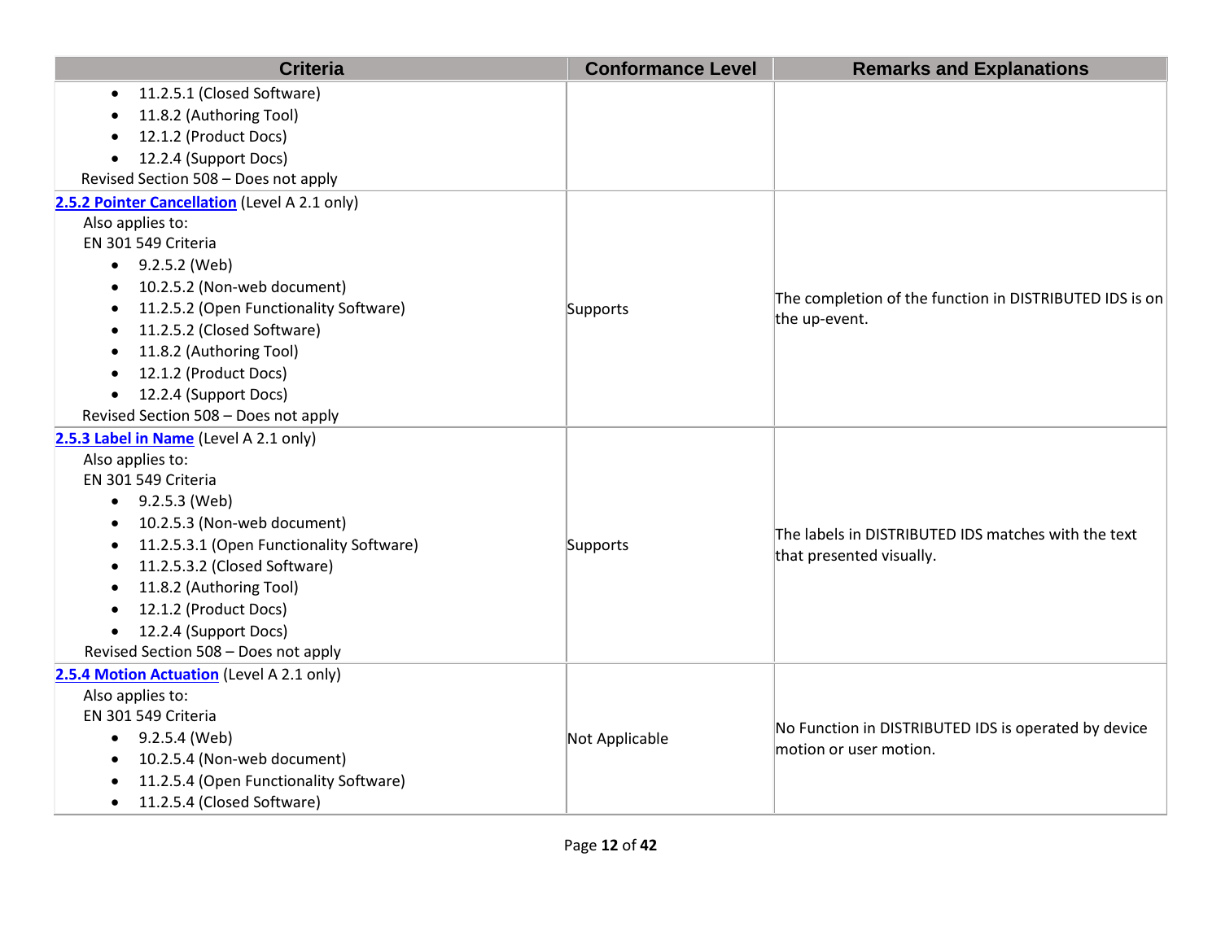| Criteria | Conformance Level | Remarks and Explanations |
|---|---|---|
| <ul><li>11.2.5.1 (Closed Software)</li><li>11.8.2 (Authoring Tool)</li><li>12.1.2 (Product Docs)</li><li>12.2.4 (Support Docs)</li></ul>Revised Section 508 – Does not apply | | |
| **2.5.2 Pointer Cancellation** (Level A 2.1 only)<br>Also applies to:<br>EN 301 549 Criteria<ul><li>9.2.5.2 (Web)</li><li>10.2.5.2 (Non-web document)</li><li>11.2.5.2 (Open Functionality Software)</li><li>11.2.5.2 (Closed Software)</li><li>11.8.2 (Authoring Tool)</li><li>12.1.2 (Product Docs)</li><li>12.2.4 (Support Docs)</li></ul>Revised Section 508 – Does not apply | Supports | The completion of the function in DISTRIBUTED IDS is on the up-event. |
| **2.5.3 Label in Name** (Level A 2.1 only)<br>Also applies to:<br>EN 301 549 Criteria<ul><li>9.2.5.3 (Web)</li><li>10.2.5.3 (Non-web document)</li><li>11.2.5.3.1 (Open Functionality Software)</li><li>11.2.5.3.2 (Closed Software)</li><li>11.8.2 (Authoring Tool)</li><li>12.1.2 (Product Docs)</li><li>12.2.4 (Support Docs)</li></ul>Revised Section 508 – Does not apply | Supports | The labels in DISTRIBUTED IDS matches with the text that presented visually. |
| **2.5.4 Motion Actuation** (Level A 2.1 only)<br>Also applies to:<br>EN 301 549 Criteria<ul><li>9.2.5.4 (Web)</li><li>10.2.5.4 (Non-web document)</li><li>11.2.5.4 (Open Functionality Software)</li><li>11.2.5.4 (Closed Software)</li></ul> | Not Applicable | No Function in DISTRIBUTED IDS is operated by device motion or user motion. |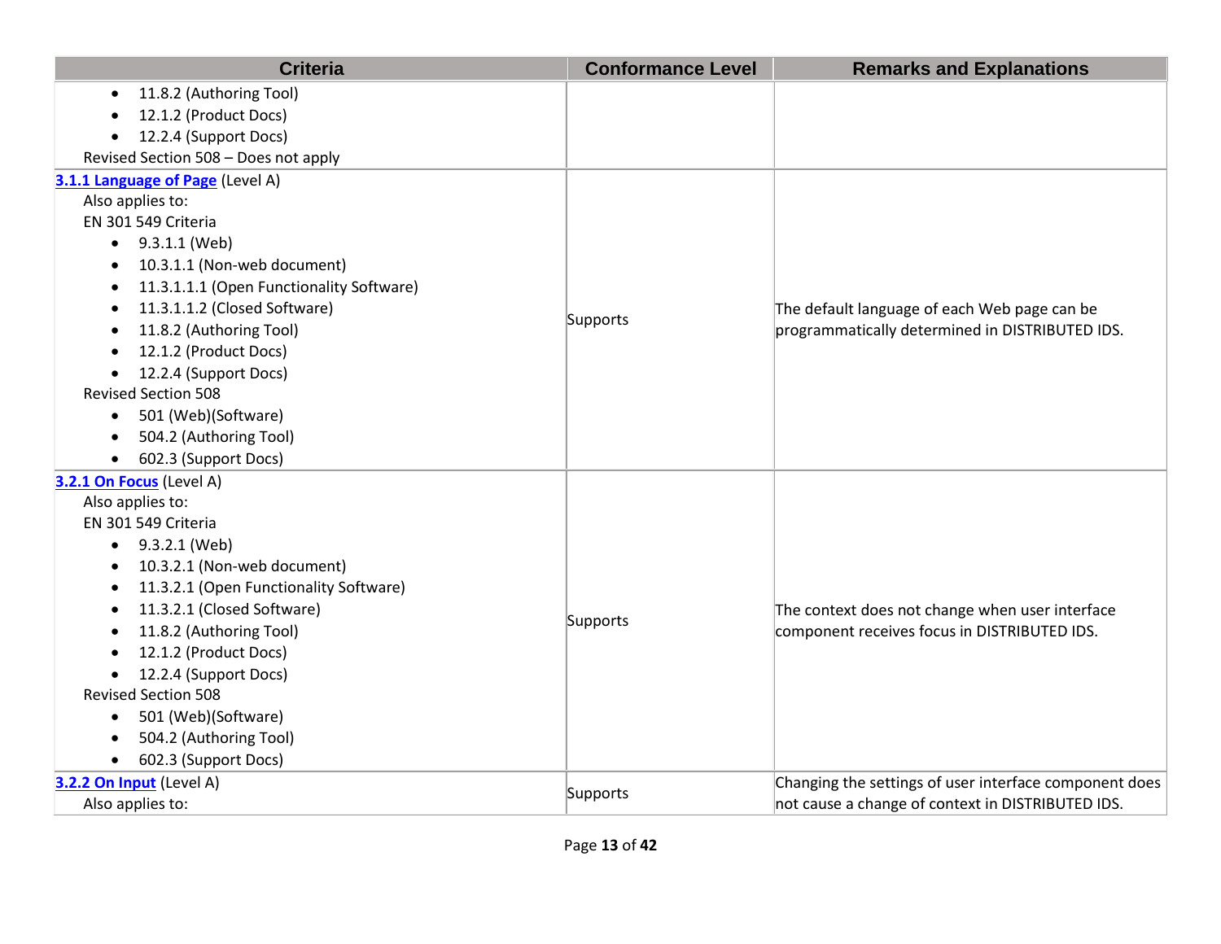| Criteria | Conformance Level | Remarks and Explanations |
|---|---|---|
| • 11.8.2 (Authoring Tool)<br>• 12.1.2 (Product Docs)<br>• 12.2.4 (Support Docs)<br>Revised Section 508 – Does not apply | | |
| **3.1.1 Language of Page** (Level A)<br>Also applies to:<br>EN 301 549 Criteria<br>• 9.3.1.1 (Web)<br>• 10.3.1.1 (Non-web document)<br>• 11.3.1.1.1 (Open Functionality Software)<br>• 11.3.1.1.2 (Closed Software)<br>• 11.8.2 (Authoring Tool)<br>• 12.1.2 (Product Docs)<br>• 12.2.4 (Support Docs)<br>Revised Section 508<br>• 501 (Web)(Software)<br>• 504.2 (Authoring Tool)<br>• 602.3 (Support Docs) | Supports | The default language of each Web page can be programmatically determined in DISTRIBUTED IDS. |
| **3.2.1 On Focus** (Level A)<br>Also applies to:<br>EN 301 549 Criteria<br>• 9.3.2.1 (Web)<br>• 10.3.2.1 (Non-web document)<br>• 11.3.2.1 (Open Functionality Software)<br>• 11.3.2.1 (Closed Software)<br>• 11.8.2 (Authoring Tool)<br>• 12.1.2 (Product Docs)<br>• 12.2.4 (Support Docs)<br>Revised Section 508<br>• 501 (Web)(Software)<br>• 504.2 (Authoring Tool)<br>• 602.3 (Support Docs) | Supports | The context does not change when user interface component receives focus in DISTRIBUTED IDS. |
| **3.2.2 On Input** (Level A)<br>Also applies to: | Supports | Changing the settings of user interface component does not cause a change of context in DISTRIBUTED IDS. |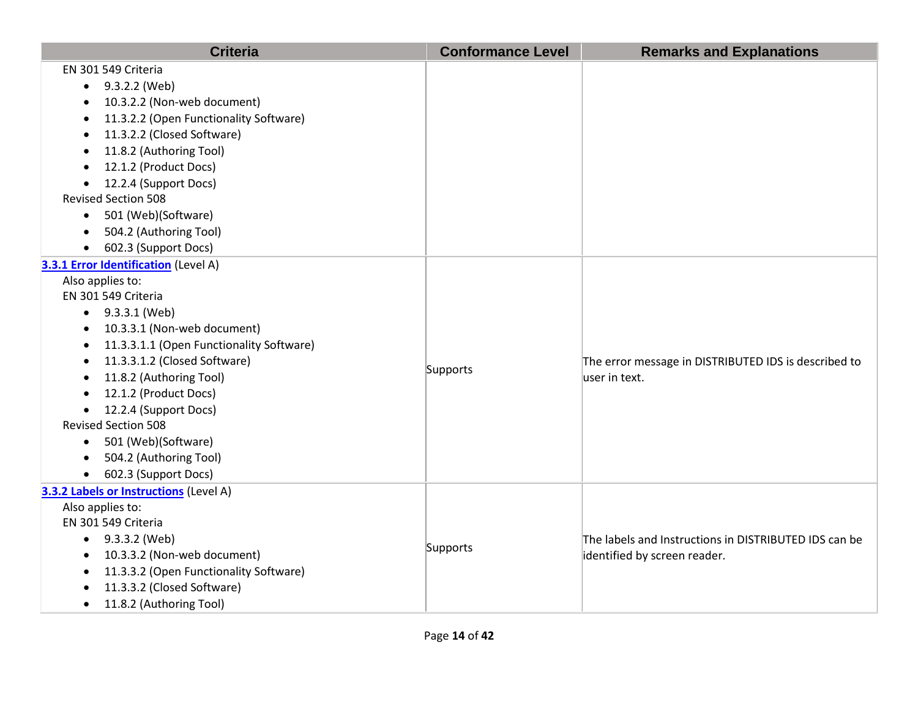| Criteria | Conformance Level | Remarks and Explanations |
| --- | --- | --- |
| EN 301 549 Criteria<br>• 9.3.2.2 (Web)<br>• 10.3.2.2 (Non-web document)<br>• 11.3.2.2 (Open Functionality Software)<br>• 11.3.2.2 (Closed Software)<br>• 11.8.2 (Authoring Tool)<br>• 12.1.2 (Product Docs)<br>• 12.2.4 (Support Docs)<br>Revised Section 508<br>• 501 (Web)(Software)<br>• 504.2 (Authoring Tool)<br>• 602.3 (Support Docs) | | |
| **3.3.1 Error Identification** (Level A)<br>Also applies to:<br>EN 301 549 Criteria<br>• 9.3.3.1 (Web)<br>• 10.3.3.1 (Non-web document)<br>• 11.3.3.1.1 (Open Functionality Software)<br>• 11.3.3.1.2 (Closed Software)<br>• 11.8.2 (Authoring Tool)<br>• 12.1.2 (Product Docs)<br>• 12.2.4 (Support Docs)<br>Revised Section 508<br>• 501 (Web)(Software)<br>• 504.2 (Authoring Tool)<br>• 602.3 (Support Docs) | Supports | The error message in DISTRIBUTED IDS is described to user in text. |
| **3.3.2 Labels or Instructions** (Level A)<br>Also applies to:<br>EN 301 549 Criteria<br>• 9.3.3.2 (Web)<br>• 10.3.3.2 (Non-web document)<br>• 11.3.3.2 (Open Functionality Software)<br>• 11.3.3.2 (Closed Software)<br>• 11.8.2 (Authoring Tool) | Supports | The labels and Instructions in DISTRIBUTED IDS can be identified by screen reader. |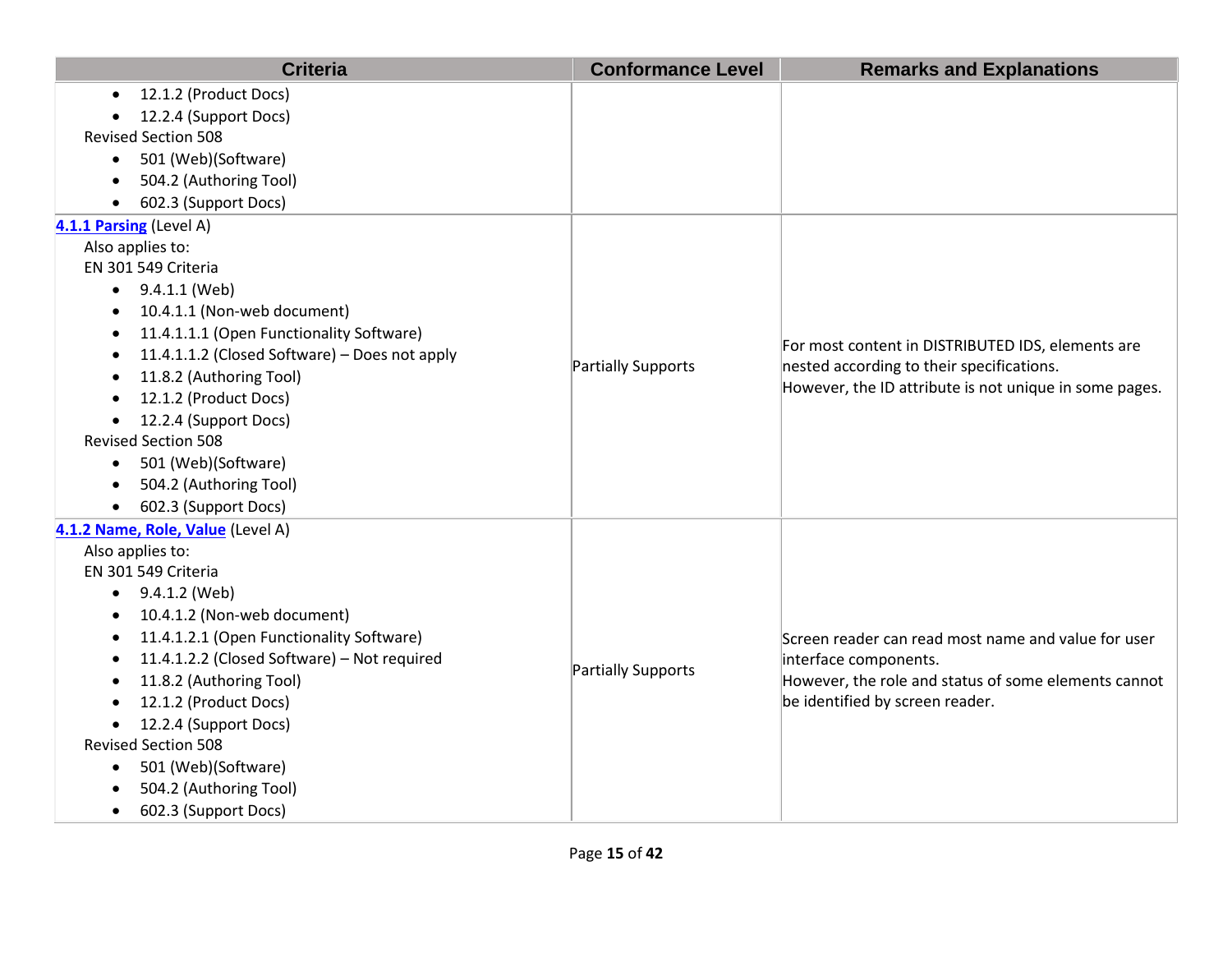| Criteria | Conformance Level | Remarks and Explanations |
| --- | --- | --- |
| <ul><li>12.1.2 (Product Docs)</li><li>12.2.4 (Support Docs)</li></ul>Revised Section 508<ul><li>501 (Web)(Software)</li><li>504.2 (Authoring Tool)</li><li>602.3 (Support Docs)</li></ul> | | |
| **4.1.1 Parsing** (Level A)<br>Also applies to:<br>EN 301 549 Criteria<ul><li>9.4.1.1 (Web)</li><li>10.4.1.1 (Non-web document)</li><li>11.4.1.1.1 (Open Functionality Software)</li><li>11.4.1.1.2 (Closed Software) – Does not apply</li><li>11.8.2 (Authoring Tool)</li><li>12.1.2 (Product Docs)</li><li>12.2.4 (Support Docs)</li></ul>Revised Section 508<ul><li>501 (Web)(Software)</li><li>504.2 (Authoring Tool)</li><li>602.3 (Support Docs)</li></ul> | Partially Supports | For most content in DISTRIBUTED IDS, elements are nested according to their specifications.<br>However, the ID attribute is not unique in some pages. |
| **4.1.2 Name, Role, Value** (Level A)<br>Also applies to:<br>EN 301 549 Criteria<ul><li>9.4.1.2 (Web)</li><li>10.4.1.2 (Non-web document)</li><li>11.4.1.2.1 (Open Functionality Software)</li><li>11.4.1.2.2 (Closed Software) – Not required</li><li>11.8.2 (Authoring Tool)</li><li>12.1.2 (Product Docs)</li><li>12.2.4 (Support Docs)</li></ul>Revised Section 508<ul><li>501 (Web)(Software)</li><li>504.2 (Authoring Tool)</li><li>602.3 (Support Docs)</li></ul> | Partially Supports | Screen reader can read most name and value for user interface components.<br>However, the role and status of some elements cannot be identified by screen reader. |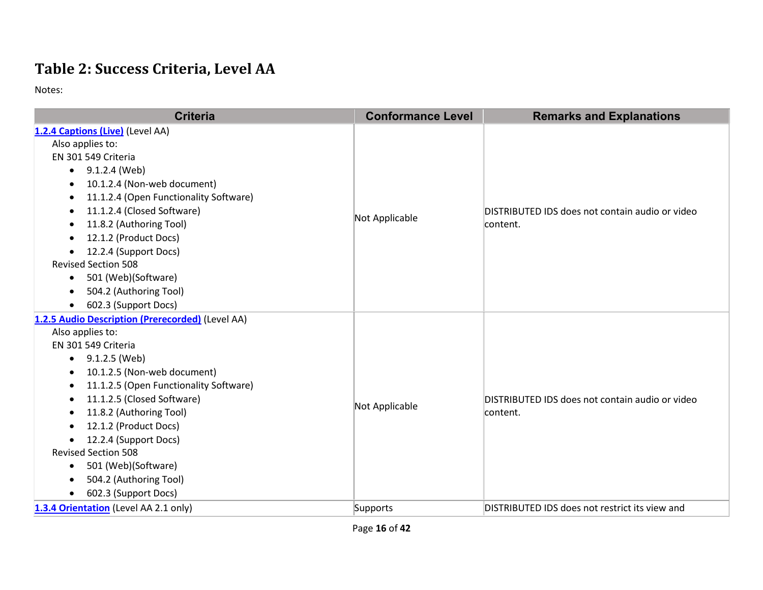## Table 2: Success Criteria, Level AA

Notes:

| Criteria | Conformance Level | Remarks and Explanations |
|---|---|---|
| [1.2.4 Captions (Live)](#) (Level AA)<br>Also applies to:<br>EN 301 549 Criteria<br>• 9.1.2.4 (Web)<br>• 10.1.2.4 (Non-web document)<br>• 11.1.2.4 (Open Functionality Software)<br>• 11.1.2.4 (Closed Software)<br>• 11.8.2 (Authoring Tool)<br>• 12.1.2 (Product Docs)<br>• 12.2.4 (Support Docs)<br>Revised Section 508<br>• 501 (Web)(Software)<br>• 504.2 (Authoring Tool)<br>• 602.3 (Support Docs) | Not Applicable | DISTRIBUTED IDS does not contain audio or video content. |
| [1.2.5 Audio Description (Prerecorded)](#) (Level AA)<br>Also applies to:<br>EN 301 549 Criteria<br>• 9.1.2.5 (Web)<br>• 10.1.2.5 (Non-web document)<br>• 11.1.2.5 (Open Functionality Software)<br>• 11.1.2.5 (Closed Software)<br>• 11.8.2 (Authoring Tool)<br>• 12.1.2 (Product Docs)<br>• 12.2.4 (Support Docs)<br>Revised Section 508<br>• 501 (Web)(Software)<br>• 504.2 (Authoring Tool)<br>• 602.3 (Support Docs) | Not Applicable | DISTRIBUTED IDS does not contain audio or video content. |
| [1.3.4 Orientation](#) (Level AA 2.1 only) | Supports | DISTRIBUTED IDS does not restrict its view and |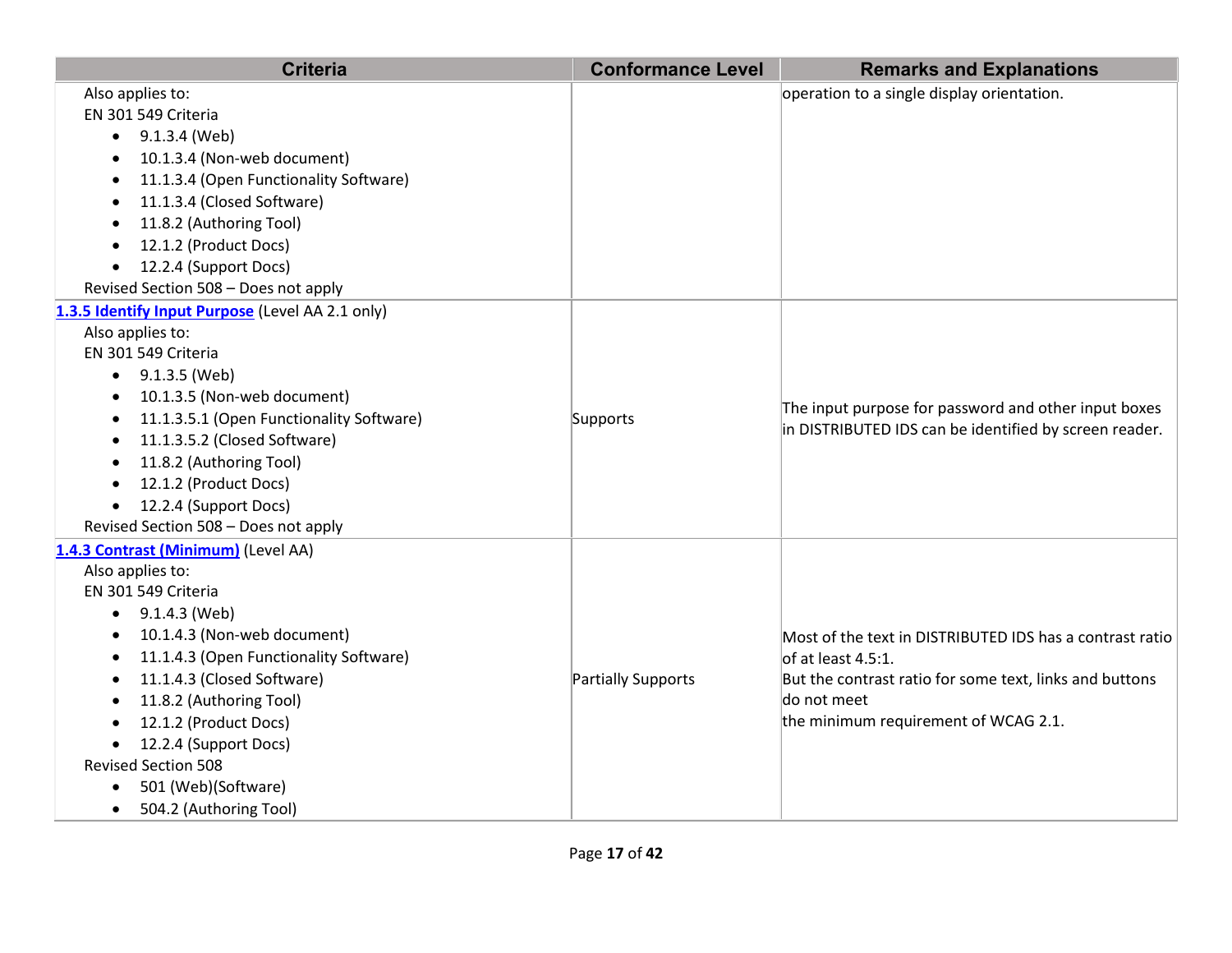| Criteria | Conformance Level | Remarks and Explanations |
|---|---|---|
| Also applies to:<br>EN 301 549 Criteria<br>• 9.1.3.4 (Web)<br>• 10.1.3.4 (Non-web document)<br>• 11.1.3.4 (Open Functionality Software)<br>• 11.1.3.4 (Closed Software)<br>• 11.8.2 (Authoring Tool)<br>• 12.1.2 (Product Docs)<br>• 12.2.4 (Support Docs)<br>Revised Section 508 – Does not apply | | operation to a single display orientation. |
| **1.3.5 Identify Input Purpose** (Level AA 2.1 only)<br>Also applies to:<br>EN 301 549 Criteria<br>• 9.1.3.5 (Web)<br>• 10.1.3.5 (Non-web document)<br>• 11.1.3.5.1 (Open Functionality Software)<br>• 11.1.3.5.2 (Closed Software)<br>• 11.8.2 (Authoring Tool)<br>• 12.1.2 (Product Docs)<br>• 12.2.4 (Support Docs)<br>Revised Section 508 – Does not apply | Supports | The input purpose for password and other input boxes in DISTRIBUTED IDS can be identified by screen reader. |
| **1.4.3 Contrast (Minimum)** (Level AA)<br>Also applies to:<br>EN 301 549 Criteria<br>• 9.1.4.3 (Web)<br>• 10.1.4.3 (Non-web document)<br>• 11.1.4.3 (Open Functionality Software)<br>• 11.1.4.3 (Closed Software)<br>• 11.8.2 (Authoring Tool)<br>• 12.1.2 (Product Docs)<br>• 12.2.4 (Support Docs)<br>Revised Section 508<br>• 501 (Web)(Software)<br>• 504.2 (Authoring Tool) | Partially Supports | Most of the text in DISTRIBUTED IDS has a contrast ratio of at least 4.5:1.<br>But the contrast ratio for some text, links and buttons do not meet<br>the minimum requirement of WCAG 2.1. |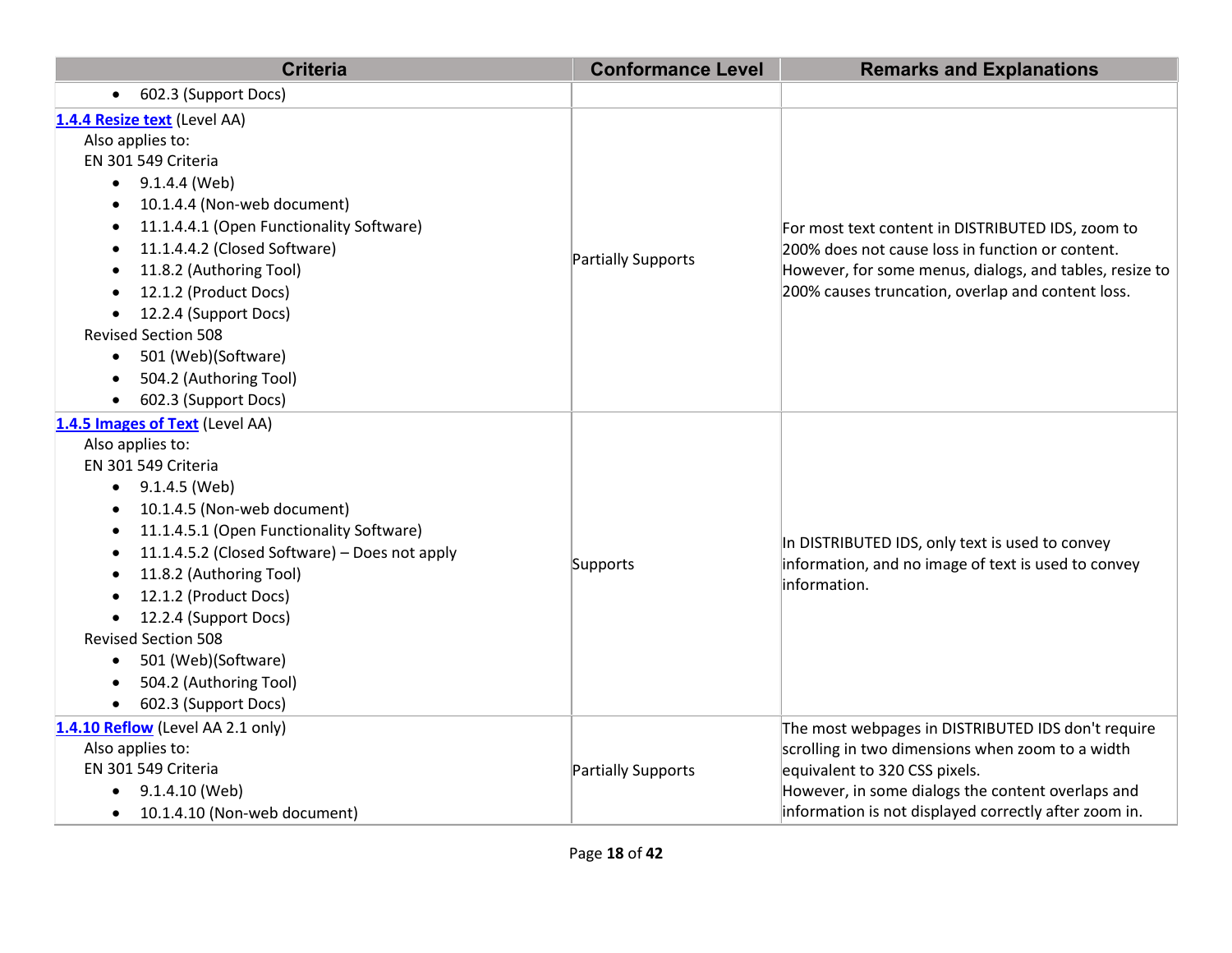| Criteria | Conformance Level | Remarks and Explanations |
| --- | --- | --- |
| • 602.3 (Support Docs) | | |
| **1.4.4 Resize text** (Level AA)<br>Also applies to:<br>EN 301 549 Criteria<br>• 9.1.4.4 (Web)<br>• 10.1.4.4 (Non-web document)<br>• 11.1.4.4.1 (Open Functionality Software)<br>• 11.1.4.4.2 (Closed Software)<br>• 11.8.2 (Authoring Tool)<br>• 12.1.2 (Product Docs)<br>• 12.2.4 (Support Docs)<br>Revised Section 508<br>• 501 (Web)(Software)<br>• 504.2 (Authoring Tool)<br>• 602.3 (Support Docs) | Partially Supports | For most text content in DISTRIBUTED IDS, zoom to 200% does not cause loss in function or content. However, for some menus, dialogs, and tables, resize to 200% causes truncation, overlap and content loss. |
| **1.4.5 Images of Text** (Level AA)<br>Also applies to:<br>EN 301 549 Criteria<br>• 9.1.4.5 (Web)<br>• 10.1.4.5 (Non-web document)<br>• 11.1.4.5.1 (Open Functionality Software)<br>• 11.1.4.5.2 (Closed Software) – Does not apply<br>• 11.8.2 (Authoring Tool)<br>• 12.1.2 (Product Docs)<br>• 12.2.4 (Support Docs)<br>Revised Section 508<br>• 501 (Web)(Software)<br>• 504.2 (Authoring Tool)<br>• 602.3 (Support Docs) | Supports | In DISTRIBUTED IDS, only text is used to convey information, and no image of text is used to convey information. |
| **1.4.10 Reflow** (Level AA 2.1 only)<br>Also applies to:<br>EN 301 549 Criteria<br>• 9.1.4.10 (Web)<br>• 10.1.4.10 (Non-web document) | Partially Supports | The most webpages in DISTRIBUTED IDS don't require scrolling in two dimensions when zoom to a width equivalent to 320 CSS pixels.<br>However, in some dialogs the content overlaps and information is not displayed correctly after zoom in. |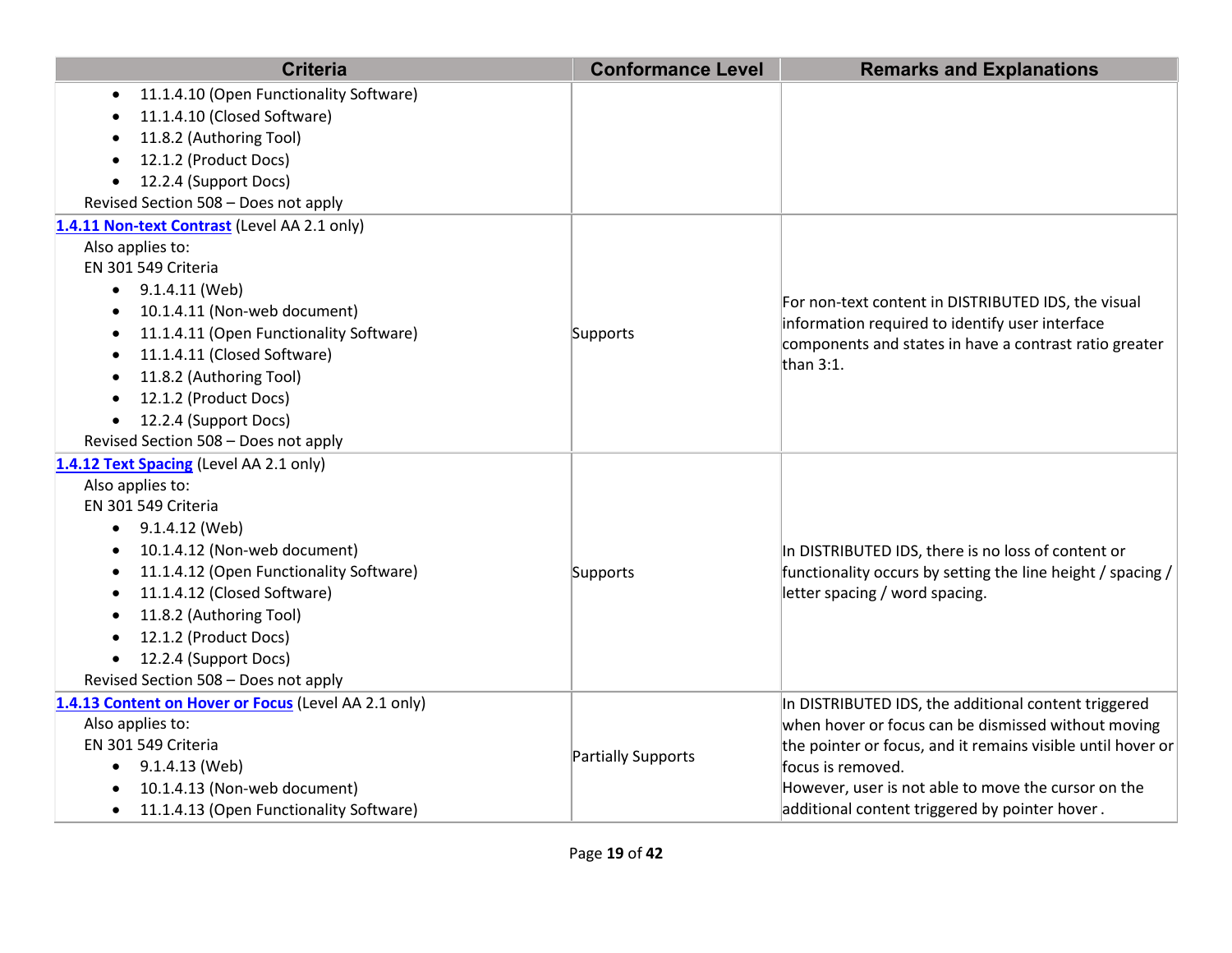| Criteria | Conformance Level | Remarks and Explanations |
| --- | --- | --- |
| <ul><li>11.1.4.10 (Open Functionality Software)</li><li>11.1.4.10 (Closed Software)</li><li>11.8.2 (Authoring Tool)</li><li>12.1.2 (Product Docs)</li><li>12.2.4 (Support Docs)</li></ul>Revised Section 508 – Does not apply | | |
| **1.4.11 Non-text Contrast** (Level AA 2.1 only)<br>Also applies to:<br>EN 301 549 Criteria<ul><li>9.1.4.11 (Web)</li><li>10.1.4.11 (Non-web document)</li><li>11.1.4.11 (Open Functionality Software)</li><li>11.1.4.11 (Closed Software)</li><li>11.8.2 (Authoring Tool)</li><li>12.1.2 (Product Docs)</li><li>12.2.4 (Support Docs)</li></ul>Revised Section 508 – Does not apply | Supports | For non-text content in DISTRIBUTED IDS, the visual information required to identify user interface components and states in have a contrast ratio greater than 3:1. |
| **1.4.12 Text Spacing** (Level AA 2.1 only)<br>Also applies to:<br>EN 301 549 Criteria<ul><li>9.1.4.12 (Web)</li><li>10.1.4.12 (Non-web document)</li><li>11.1.4.12 (Open Functionality Software)</li><li>11.1.4.12 (Closed Software)</li><li>11.8.2 (Authoring Tool)</li><li>12.1.2 (Product Docs)</li><li>12.2.4 (Support Docs)</li></ul>Revised Section 508 – Does not apply | Supports | In DISTRIBUTED IDS, there is no loss of content or functionality occurs by setting the line height / spacing / letter spacing / word spacing. |
| **1.4.13 Content on Hover or Focus** (Level AA 2.1 only)<br>Also applies to:<br>EN 301 549 Criteria<ul><li>9.1.4.13 (Web)</li><li>10.1.4.13 (Non-web document)</li><li>11.1.4.13 (Open Functionality Software)</li></ul> | Partially Supports | In DISTRIBUTED IDS, the additional content triggered when hover or focus can be dismissed without moving the pointer or focus, and it remains visible until hover or focus is removed.<br>However, user is not able to move the cursor on the additional content triggered by pointer hover . |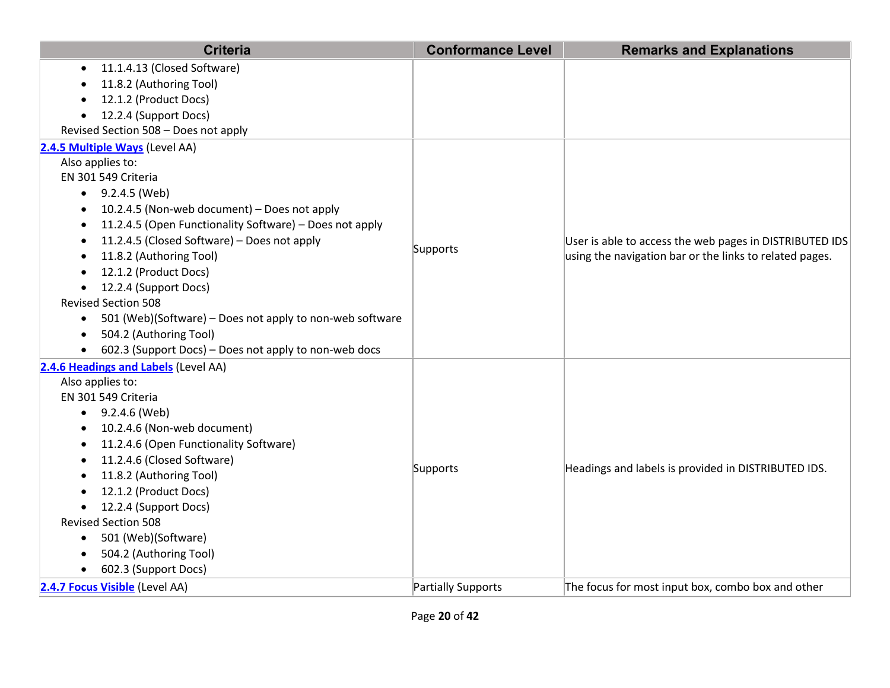| Criteria | Conformance Level | Remarks and Explanations |
|---|---|---|
| • 11.1.4.13 (Closed Software)<br>• 11.8.2 (Authoring Tool)<br>• 12.1.2 (Product Docs)<br>• 12.2.4 (Support Docs)<br>Revised Section 508 – Does not apply | | |
| **2.4.5 Multiple Ways** (Level AA)<br>Also applies to:<br>EN 301 549 Criteria<br>• 9.2.4.5 (Web)<br>• 10.2.4.5 (Non-web document) – Does not apply<br>• 11.2.4.5 (Open Functionality Software) – Does not apply<br>• 11.2.4.5 (Closed Software) – Does not apply<br>• 11.8.2 (Authoring Tool)<br>• 12.1.2 (Product Docs)<br>• 12.2.4 (Support Docs)<br>Revised Section 508<br>• 501 (Web)(Software) – Does not apply to non-web software<br>• 504.2 (Authoring Tool)<br>• 602.3 (Support Docs) – Does not apply to non-web docs | Supports | User is able to access the web pages in DISTRIBUTED IDS using the navigation bar or the links to related pages. |
| **2.4.6 Headings and Labels** (Level AA)<br>Also applies to:<br>EN 301 549 Criteria<br>• 9.2.4.6 (Web)<br>• 10.2.4.6 (Non-web document)<br>• 11.2.4.6 (Open Functionality Software)<br>• 11.2.4.6 (Closed Software)<br>• 11.8.2 (Authoring Tool)<br>• 12.1.2 (Product Docs)<br>• 12.2.4 (Support Docs)<br>Revised Section 508<br>• 501 (Web)(Software)<br>• 504.2 (Authoring Tool)<br>• 602.3 (Support Docs) | Supports | Headings and labels is provided in DISTRIBUTED IDS. |
| **2.4.7 Focus Visible** (Level AA) | Partially Supports | The focus for most input box, combo box and other |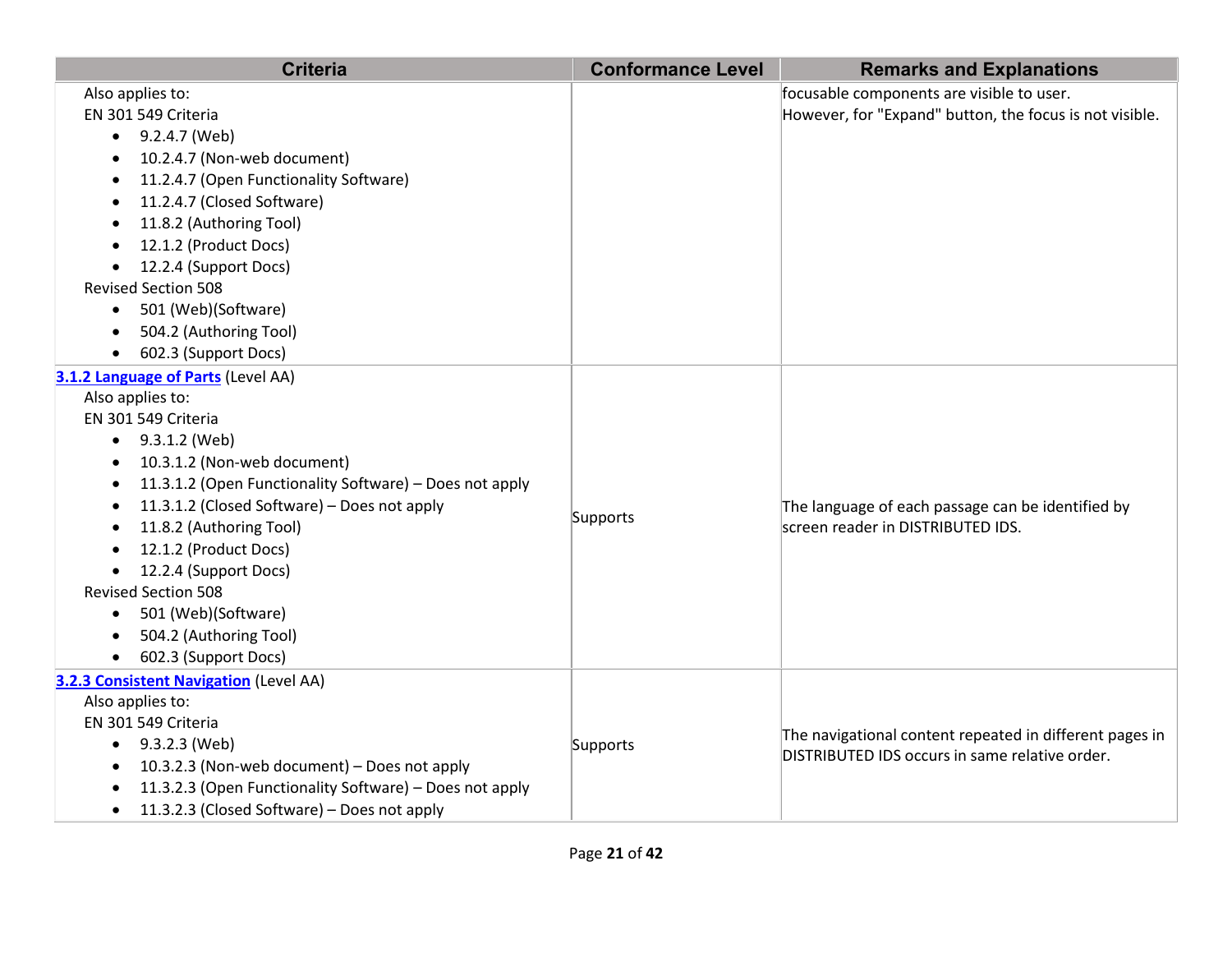| Criteria | Conformance Level | Remarks and Explanations |
|---|---|---|
| Also applies to:<br>EN 301 549 Criteria<br>• 9.2.4.7 (Web)<br>• 10.2.4.7 (Non-web document)<br>• 11.2.4.7 (Open Functionality Software)<br>• 11.2.4.7 (Closed Software)<br>• 11.8.2 (Authoring Tool)<br>• 12.1.2 (Product Docs)<br>• 12.2.4 (Support Docs)<br>Revised Section 508<br>• 501 (Web)(Software)<br>• 504.2 (Authoring Tool)<br>• 602.3 (Support Docs) | | focusable components are visible to user.<br>However, for "Expand" button, the focus is not visible. |
| **[3.1.2 Language of Parts]()** (Level AA)<br>Also applies to:<br>EN 301 549 Criteria<br>• 9.3.1.2 (Web)<br>• 10.3.1.2 (Non-web document)<br>• 11.3.1.2 (Open Functionality Software) – Does not apply<br>• 11.3.1.2 (Closed Software) – Does not apply<br>• 11.8.2 (Authoring Tool)<br>• 12.1.2 (Product Docs)<br>• 12.2.4 (Support Docs)<br>Revised Section 508<br>• 501 (Web)(Software)<br>• 504.2 (Authoring Tool)<br>• 602.3 (Support Docs) | Supports | The language of each passage can be identified by screen reader in DISTRIBUTED IDS. |
| **[3.2.3 Consistent Navigation]()** (Level AA)<br>Also applies to:<br>EN 301 549 Criteria<br>• 9.3.2.3 (Web)<br>• 10.3.2.3 (Non-web document) – Does not apply<br>• 11.3.2.3 (Open Functionality Software) – Does not apply<br>• 11.3.2.3 (Closed Software) – Does not apply | Supports | The navigational content repeated in different pages in DISTRIBUTED IDS occurs in same relative order. |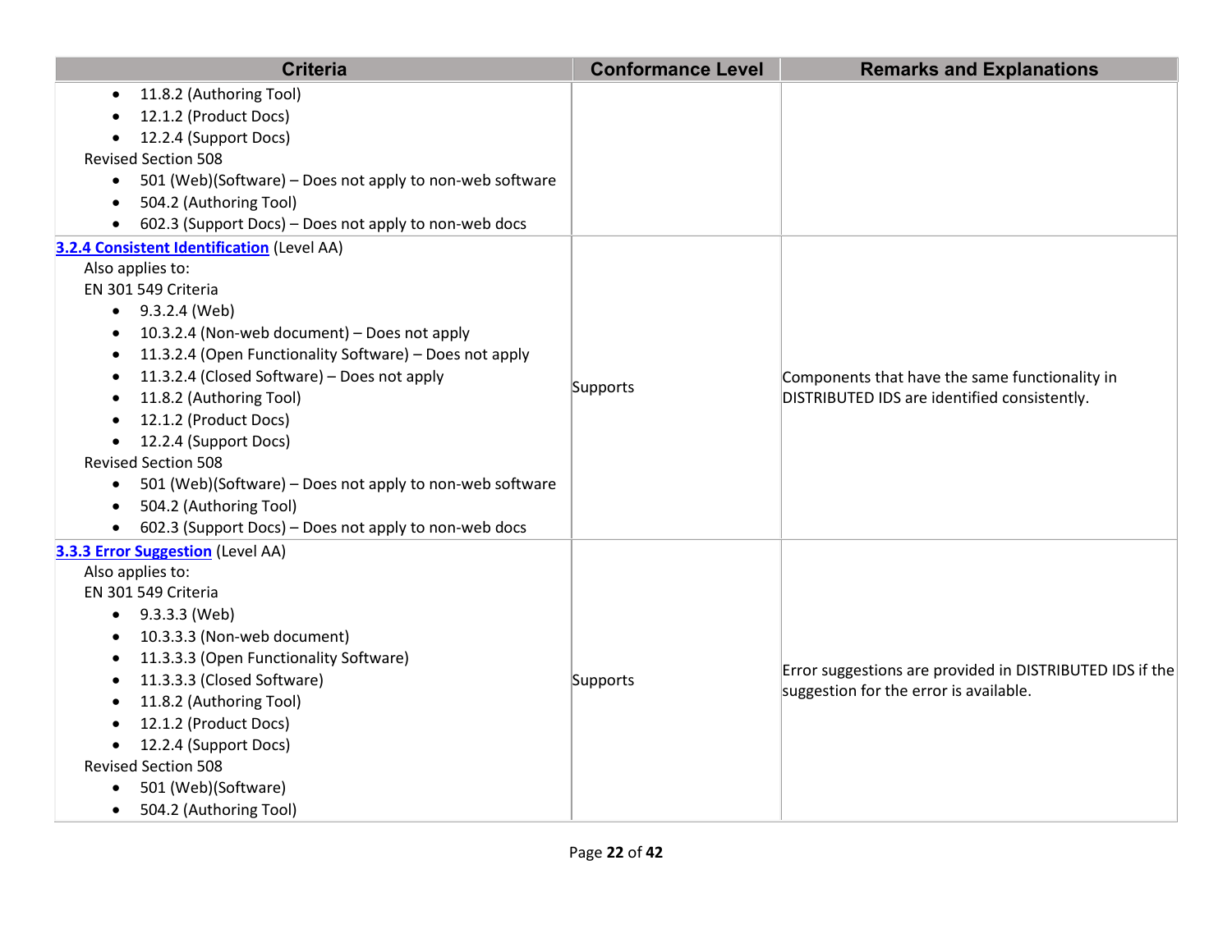| Criteria | Conformance Level | Remarks and Explanations |
|---|---|---|
| • 11.8.2 (Authoring Tool)<br>• 12.1.2 (Product Docs)<br>• 12.2.4 (Support Docs)<br>Revised Section 508<br>• 501 (Web)(Software) – Does not apply to non-web software<br>• 504.2 (Authoring Tool)<br>• 602.3 (Support Docs) – Does not apply to non-web docs | | |
| **[3.2.4 Consistent Identification](#)** (Level AA)<br>Also applies to:<br>EN 301 549 Criteria<br>• 9.3.2.4 (Web)<br>• 10.3.2.4 (Non-web document) – Does not apply<br>• 11.3.2.4 (Open Functionality Software) – Does not apply<br>• 11.3.2.4 (Closed Software) – Does not apply<br>• 11.8.2 (Authoring Tool)<br>• 12.1.2 (Product Docs)<br>• 12.2.4 (Support Docs)<br>Revised Section 508<br>• 501 (Web)(Software) – Does not apply to non-web software<br>• 504.2 (Authoring Tool)<br>• 602.3 (Support Docs) – Does not apply to non-web docs | Supports | Components that have the same functionality in DISTRIBUTED IDS are identified consistently. |
| **[3.3.3 Error Suggestion](#)** (Level AA)<br>Also applies to:<br>EN 301 549 Criteria<br>• 9.3.3.3 (Web)<br>• 10.3.3.3 (Non-web document)<br>• 11.3.3.3 (Open Functionality Software)<br>• 11.3.3.3 (Closed Software)<br>• 11.8.2 (Authoring Tool)<br>• 12.1.2 (Product Docs)<br>• 12.2.4 (Support Docs)<br>Revised Section 508<br>• 501 (Web)(Software)<br>• 504.2 (Authoring Tool) | Supports | Error suggestions are provided in DISTRIBUTED IDS if the suggestion for the error is available. |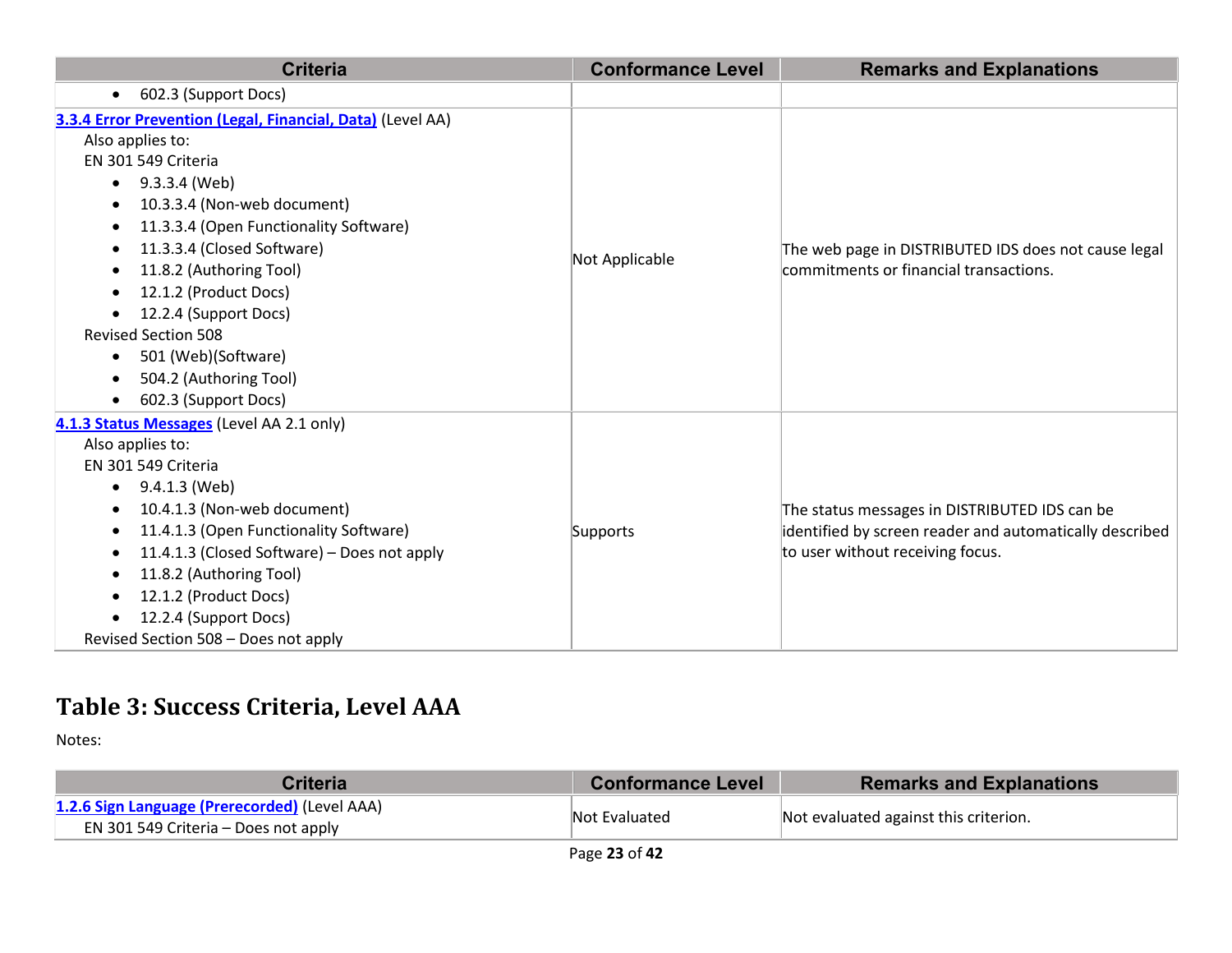| Criteria | Conformance Level | Remarks and Explanations |
|---|---|---|
| • 602.3 (Support Docs) | | |
| [3.3.4 Error Prevention (Legal, Financial, Data)](#) (Level AA)<br>Also applies to:<br>EN 301 549 Criteria<br>• 9.3.3.4 (Web)<br>• 10.3.3.4 (Non-web document)<br>• 11.3.3.4 (Open Functionality Software)<br>• 11.3.3.4 (Closed Software)<br>• 11.8.2 (Authoring Tool)<br>• 12.1.2 (Product Docs)<br>• 12.2.4 (Support Docs)<br>Revised Section 508<br>• 501 (Web)(Software)<br>• 504.2 (Authoring Tool)<br>• 602.3 (Support Docs) | Not Applicable | The web page in DISTRIBUTED IDS does not cause legal commitments or financial transactions. |
| [4.1.3 Status Messages](#) (Level AA 2.1 only)<br>Also applies to:<br>EN 301 549 Criteria<br>• 9.4.1.3 (Web)<br>• 10.4.1.3 (Non-web document)<br>• 11.4.1.3 (Open Functionality Software)<br>• 11.4.1.3 (Closed Software) – Does not apply<br>• 11.8.2 (Authoring Tool)<br>• 12.1.2 (Product Docs)<br>• 12.2.4 (Support Docs)<br>Revised Section 508 – Does not apply | Supports | The status messages in DISTRIBUTED IDS can be identified by screen reader and automatically described to user without receiving focus. |

# Table 3: Success Criteria, Level AAA

Notes:

| Criteria | Conformance Level | Remarks and Explanations |
|---|---|---|
| [1.2.6 Sign Language (Prerecorded)](#) (Level AAA)<br>EN 301 549 Criteria – Does not apply | Not Evaluated | Not evaluated against this criterion. |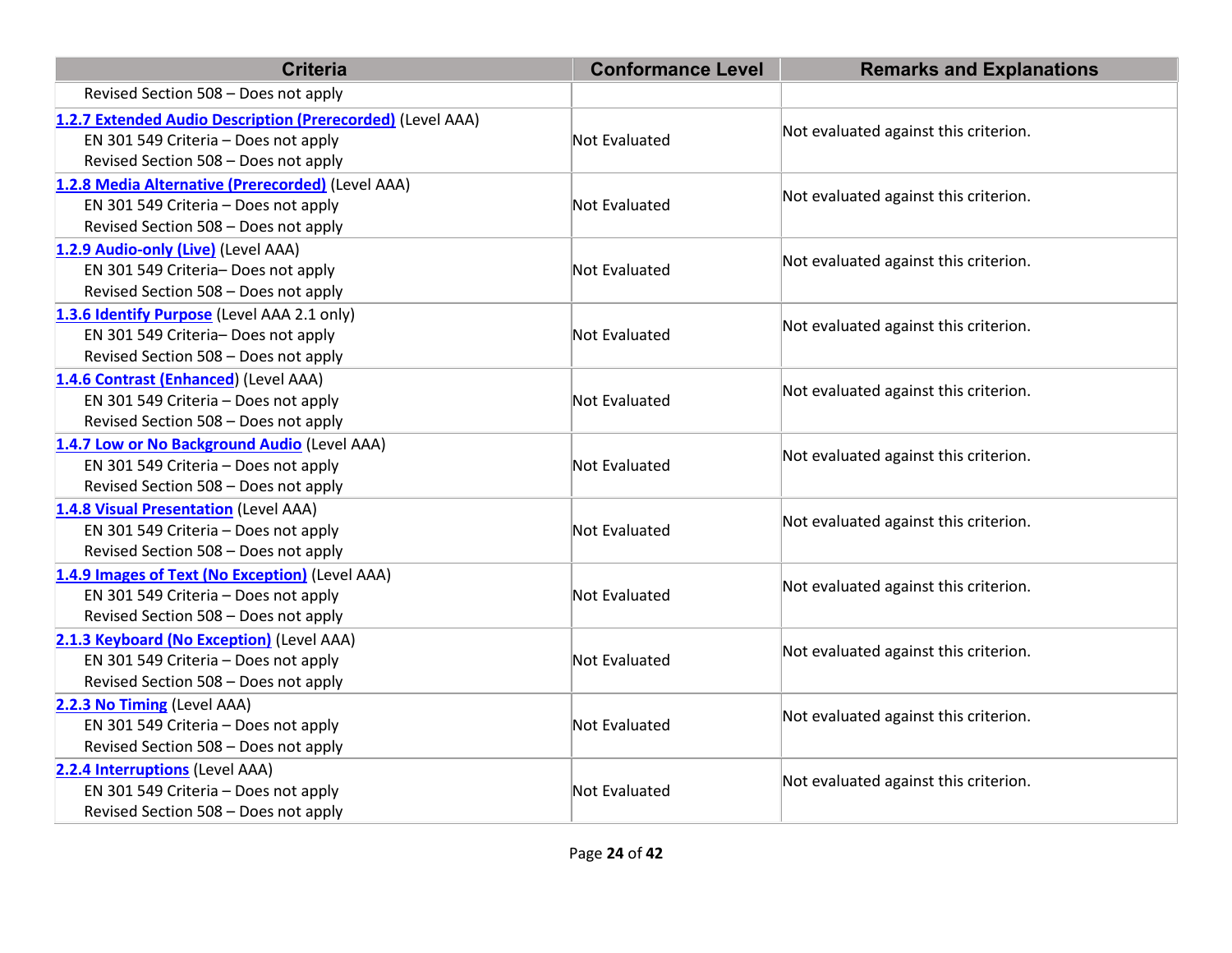| Criteria | Conformance Level | Remarks and Explanations |
|---|---|---|
| Revised Section 508 – Does not apply | | |
| **[1.2.7 Extended Audio Description (Prerecorded)]** (Level AAA)<br>EN 301 549 Criteria – Does not apply<br>Revised Section 508 – Does not apply | Not Evaluated | Not evaluated against this criterion. |
| **[1.2.8 Media Alternative (Prerecorded)]** (Level AAA)<br>EN 301 549 Criteria – Does not apply<br>Revised Section 508 – Does not apply | Not Evaluated | Not evaluated against this criterion. |
| **[1.2.9 Audio-only (Live)]** (Level AAA)<br>EN 301 549 Criteria– Does not apply<br>Revised Section 508 – Does not apply | Not Evaluated | Not evaluated against this criterion. |
| **[1.3.6 Identify Purpose]** (Level AAA 2.1 only)<br>EN 301 549 Criteria– Does not apply<br>Revised Section 508 – Does not apply | Not Evaluated | Not evaluated against this criterion. |
| **[1.4.6 Contrast (Enhanced]**) (Level AAA)<br>EN 301 549 Criteria – Does not apply<br>Revised Section 508 – Does not apply | Not Evaluated | Not evaluated against this criterion. |
| **[1.4.7 Low or No Background Audio]** (Level AAA)<br>EN 301 549 Criteria – Does not apply<br>Revised Section 508 – Does not apply | Not Evaluated | Not evaluated against this criterion. |
| **[1.4.8 Visual Presentation]** (Level AAA)<br>EN 301 549 Criteria – Does not apply<br>Revised Section 508 – Does not apply | Not Evaluated | Not evaluated against this criterion. |
| **[1.4.9 Images of Text (No Exception)]** (Level AAA)<br>EN 301 549 Criteria – Does not apply<br>Revised Section 508 – Does not apply | Not Evaluated | Not evaluated against this criterion. |
| **[2.1.3 Keyboard (No Exception)]** (Level AAA)<br>EN 301 549 Criteria – Does not apply<br>Revised Section 508 – Does not apply | Not Evaluated | Not evaluated against this criterion. |
| **[2.2.3 No Timing]** (Level AAA)<br>EN 301 549 Criteria – Does not apply<br>Revised Section 508 – Does not apply | Not Evaluated | Not evaluated against this criterion. |
| **[2.2.4 Interruptions]** (Level AAA)<br>EN 301 549 Criteria – Does not apply<br>Revised Section 508 – Does not apply | Not Evaluated | Not evaluated against this criterion. |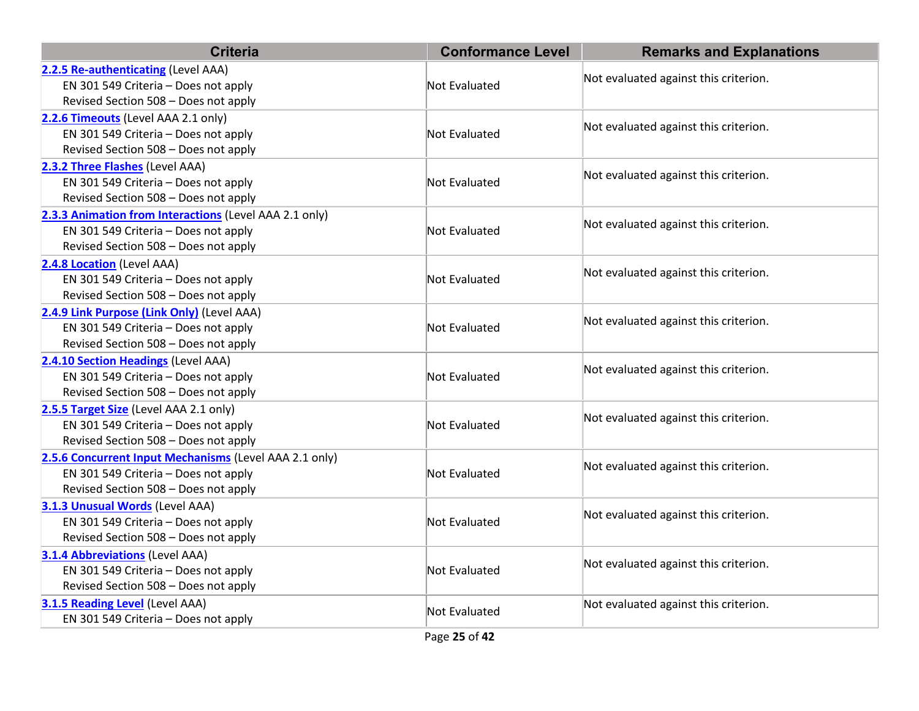| Criteria | Conformance Level | Remarks and Explanations |
|---|---|---|
| **2.2.5 Re-authenticating** (Level AAA)<br>EN 301 549 Criteria – Does not apply<br>Revised Section 508 – Does not apply | Not Evaluated | Not evaluated against this criterion. |
| **2.2.6 Timeouts** (Level AAA 2.1 only)<br>EN 301 549 Criteria – Does not apply<br>Revised Section 508 – Does not apply | Not Evaluated | Not evaluated against this criterion. |
| **2.3.2 Three Flashes** (Level AAA)<br>EN 301 549 Criteria – Does not apply<br>Revised Section 508 – Does not apply | Not Evaluated | Not evaluated against this criterion. |
| **2.3.3 Animation from Interactions** (Level AAA 2.1 only)<br>EN 301 549 Criteria – Does not apply<br>Revised Section 508 – Does not apply | Not Evaluated | Not evaluated against this criterion. |
| **2.4.8 Location** (Level AAA)<br>EN 301 549 Criteria – Does not apply<br>Revised Section 508 – Does not apply | Not Evaluated | Not evaluated against this criterion. |
| **2.4.9 Link Purpose (Link Only)** (Level AAA)<br>EN 301 549 Criteria – Does not apply<br>Revised Section 508 – Does not apply | Not Evaluated | Not evaluated against this criterion. |
| **2.4.10 Section Headings** (Level AAA)<br>EN 301 549 Criteria – Does not apply<br>Revised Section 508 – Does not apply | Not Evaluated | Not evaluated against this criterion. |
| **2.5.5 Target Size** (Level AAA 2.1 only)<br>EN 301 549 Criteria – Does not apply<br>Revised Section 508 – Does not apply | Not Evaluated | Not evaluated against this criterion. |
| **2.5.6 Concurrent Input Mechanisms** (Level AAA 2.1 only)<br>EN 301 549 Criteria – Does not apply<br>Revised Section 508 – Does not apply | Not Evaluated | Not evaluated against this criterion. |
| **3.1.3 Unusual Words** (Level AAA)<br>EN 301 549 Criteria – Does not apply<br>Revised Section 508 – Does not apply | Not Evaluated | Not evaluated against this criterion. |
| **3.1.4 Abbreviations** (Level AAA)<br>EN 301 549 Criteria – Does not apply<br>Revised Section 508 – Does not apply | Not Evaluated | Not evaluated against this criterion. |
| **3.1.5 Reading Level** (Level AAA)<br>EN 301 549 Criteria – Does not apply | Not Evaluated | Not evaluated against this criterion. |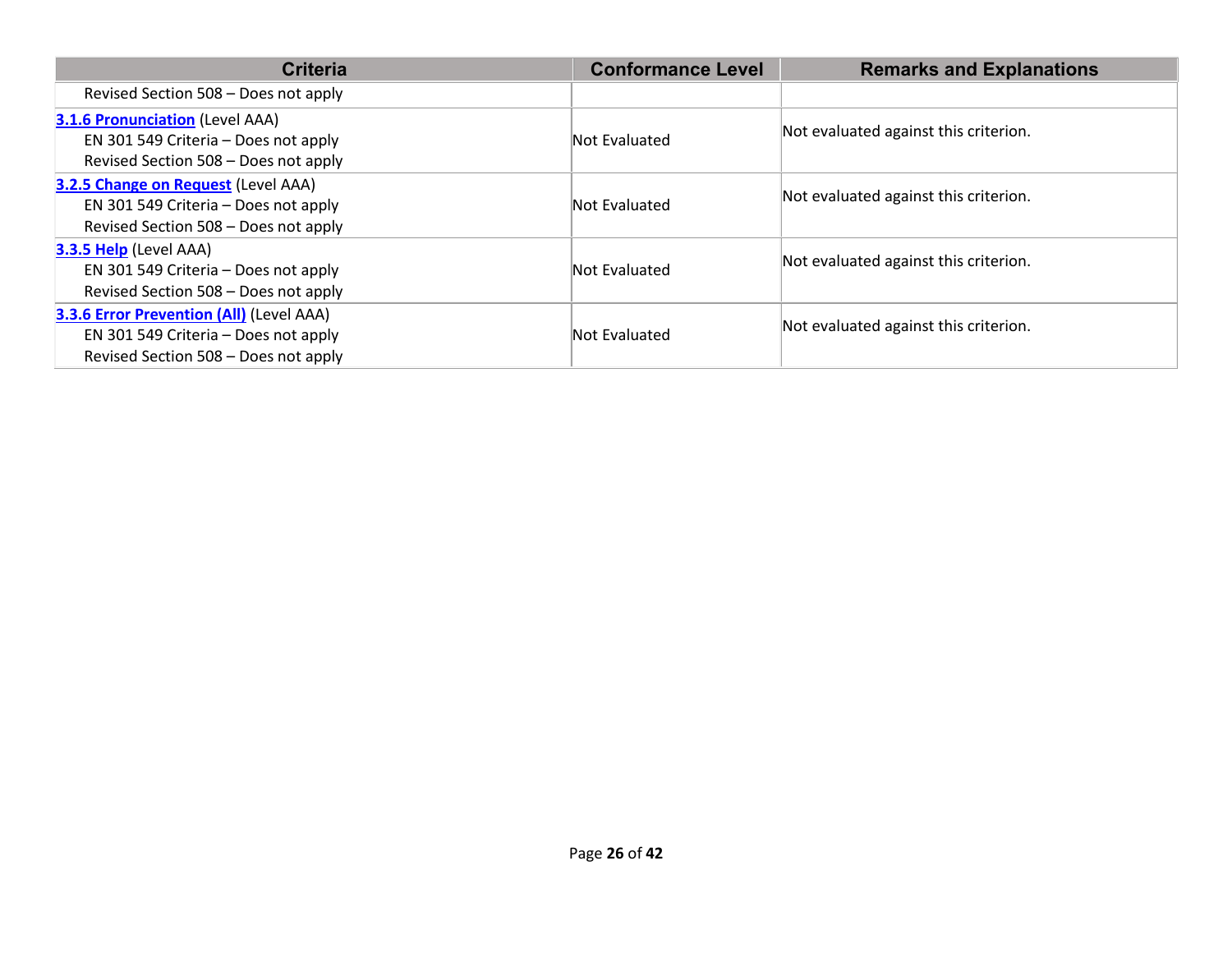| Criteria | Conformance Level | Remarks and Explanations |
| --- | --- | --- |
| Revised Section 508 – Does not apply | | |
| **3.1.6 Pronunciation** (Level AAA)<br>EN 301 549 Criteria – Does not apply<br>Revised Section 508 – Does not apply | Not Evaluated | Not evaluated against this criterion. |
| **3.2.5 Change on Request** (Level AAA)<br>EN 301 549 Criteria – Does not apply<br>Revised Section 508 – Does not apply | Not Evaluated | Not evaluated against this criterion. |
| **3.3.5 Help** (Level AAA)<br>EN 301 549 Criteria – Does not apply<br>Revised Section 508 – Does not apply | Not Evaluated | Not evaluated against this criterion. |
| **3.3.6 Error Prevention (All)** (Level AAA)<br>EN 301 549 Criteria – Does not apply<br>Revised Section 508 – Does not apply | Not Evaluated | Not evaluated against this criterion. |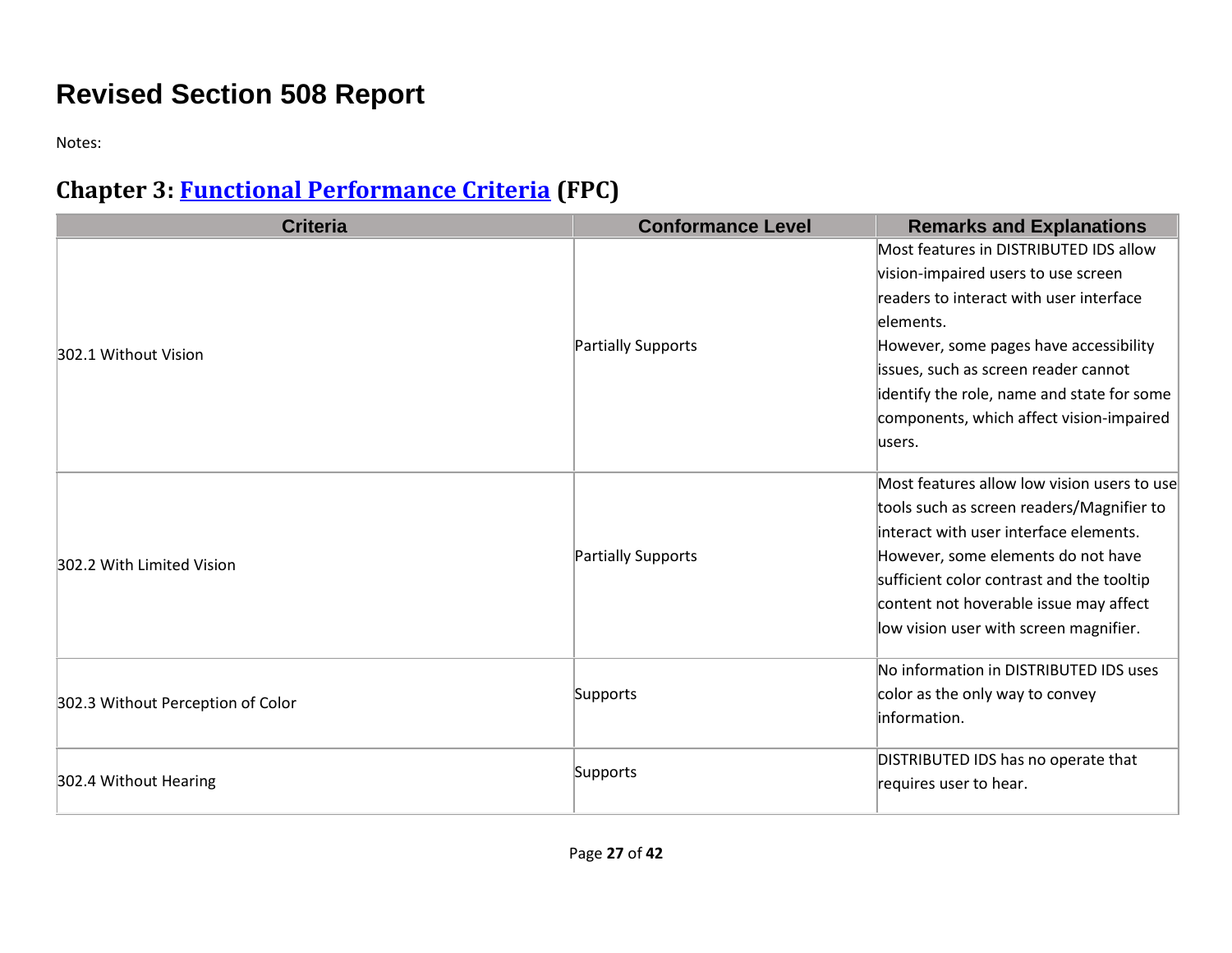# Revised Section 508 Report

Notes:

## Chapter 3: [Functional Performance Criteria](#) (FPC)

| Criteria | Conformance Level | Remarks and Explanations |
|---|---|---|
| 302.1 Without Vision | Partially Supports | Most features in DISTRIBUTED IDS allow vision-impaired users to use screen readers to interact with user interface elements.<br>However, some pages have accessibility issues, such as screen reader cannot identify the role, name and state for some components, which affect vision-impaired users. |
| 302.2 With Limited Vision | Partially Supports | Most features allow low vision users to use tools such as screen readers/Magnifier to interact with user interface elements.<br>However, some elements do not have sufficient color contrast and the tooltip content not hoverable issue may affect low vision user with screen magnifier. |
| 302.3 Without Perception of Color | Supports | No information in DISTRIBUTED IDS uses color as the only way to convey information. |
| 302.4 Without Hearing | Supports | DISTRIBUTED IDS has no operate that requires user to hear. |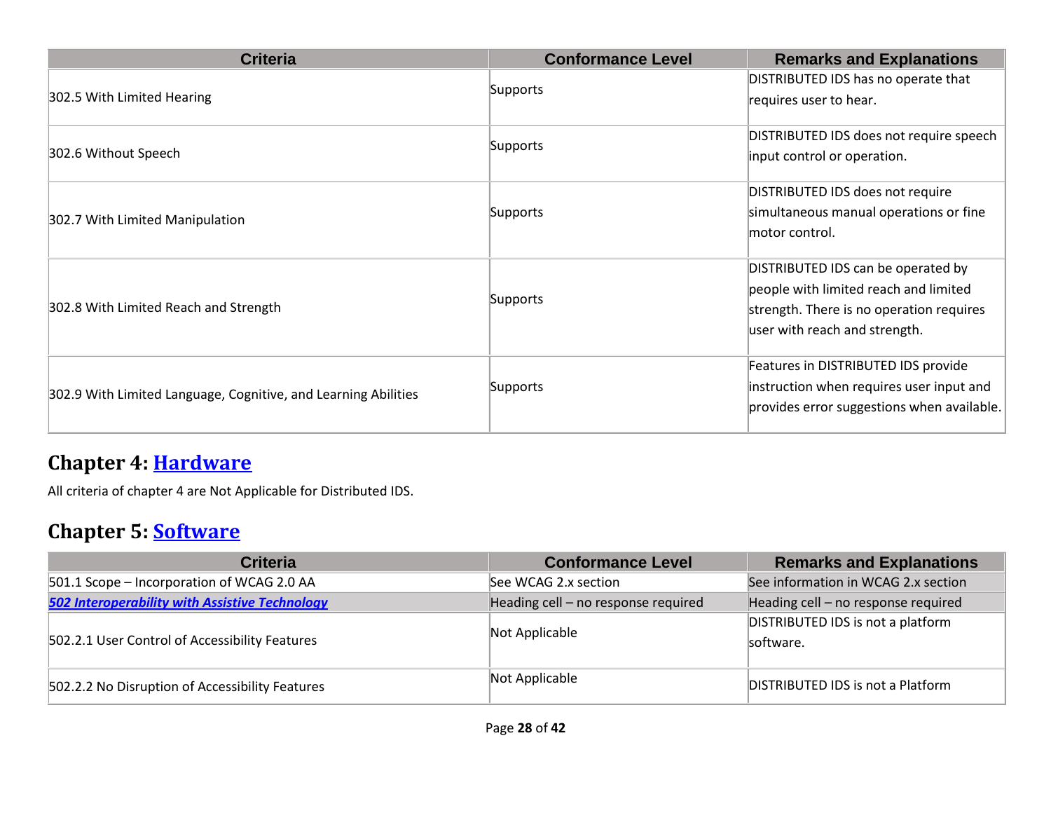| Criteria | Conformance Level | Remarks and Explanations |
|---|---|---|
| 302.5 With Limited Hearing | Supports | DISTRIBUTED IDS has no operate that requires user to hear. |
| 302.6 Without Speech | Supports | DISTRIBUTED IDS does not require speech input control or operation. |
| 302.7 With Limited Manipulation | Supports | DISTRIBUTED IDS does not require simultaneous manual operations or fine motor control. |
| 302.8 With Limited Reach and Strength | Supports | DISTRIBUTED IDS can be operated by people with limited reach and limited strength. There is no operation requires user with reach and strength. |
| 302.9 With Limited Language, Cognitive, and Learning Abilities | Supports | Features in DISTRIBUTED IDS provide instruction when requires user input and provides error suggestions when available. |

## Chapter 4: Hardware

All criteria of chapter 4 are Not Applicable for Distributed IDS.

## Chapter 5: Software

| Criteria | Conformance Level | Remarks and Explanations |
|---|---|---|
| 501.1 Scope – Incorporation of WCAG 2.0 AA | See WCAG 2.x section | See information in WCAG 2.x section |
| ***502 Interoperability with Assistive Technology*** | Heading cell – no response required | Heading cell – no response required |
| 502.2.1 User Control of Accessibility Features | Not Applicable | DISTRIBUTED IDS is not a platform software. |
| 502.2.2 No Disruption of Accessibility Features | Not Applicable | DISTRIBUTED IDS is not a Platform |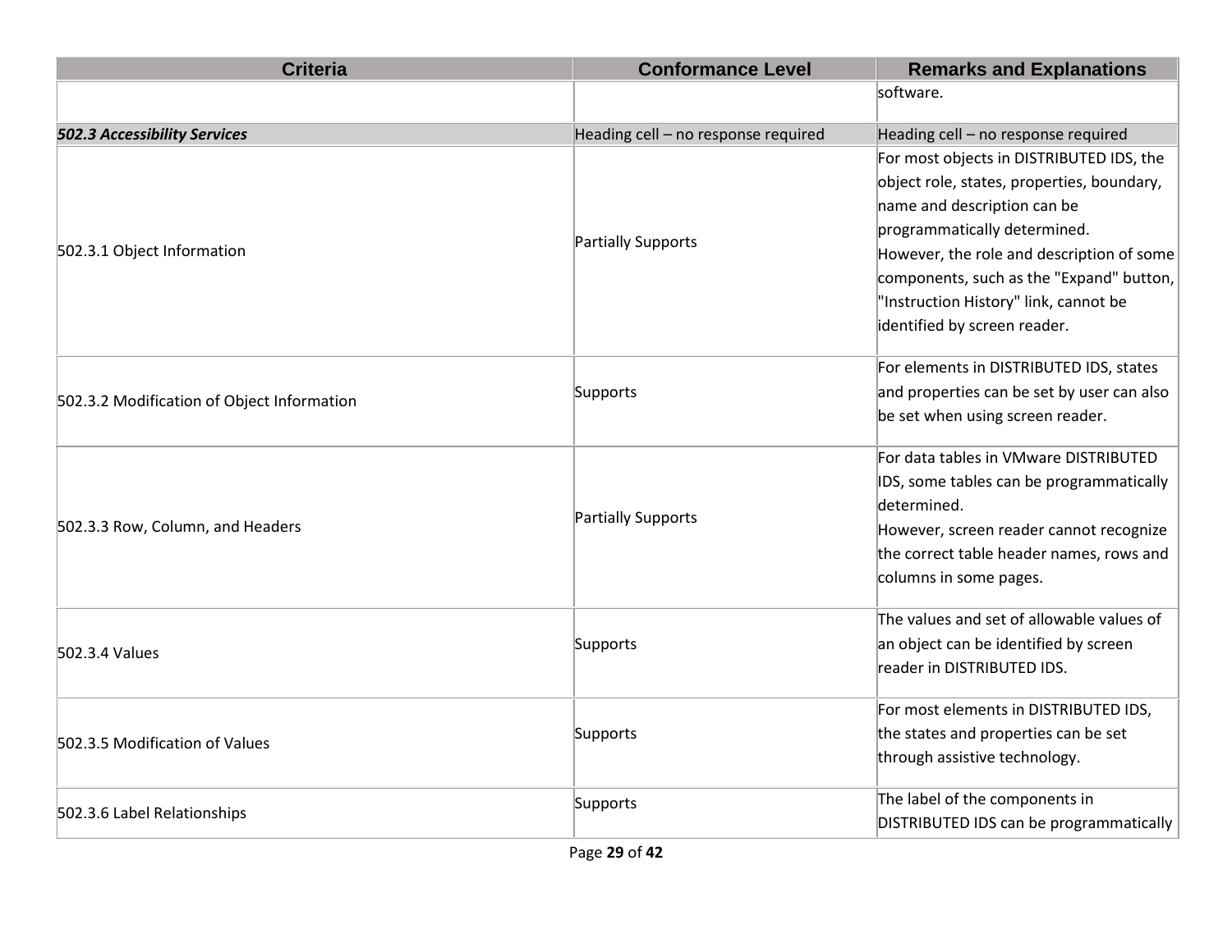| Criteria | Conformance Level | Remarks and Explanations |
| --- | --- | --- |
| | | software. |
| ***502.3 Accessibility Services*** | Heading cell – no response required | Heading cell – no response required |
| 502.3.1 Object Information | Partially Supports | For most objects in DISTRIBUTED IDS, the object role, states, properties, boundary, name and description can be programmatically determined.<br>However, the role and description of some components, such as the "Expand" button, "Instruction History" link, cannot be identified by screen reader. |
| 502.3.2 Modification of Object Information | Supports | For elements in DISTRIBUTED IDS, states and properties can be set by user can also be set when using screen reader. |
| 502.3.3 Row, Column, and Headers | Partially Supports | For data tables in VMware DISTRIBUTED IDS, some tables can be programmatically determined.<br>However, screen reader cannot recognize the correct table header names, rows and columns in some pages. |
| 502.3.4 Values | Supports | The values and set of allowable values of an object can be identified by screen reader in DISTRIBUTED IDS. |
| 502.3.5 Modification of Values | Supports | For most elements in DISTRIBUTED IDS, the states and properties can be set through assistive technology. |
| 502.3.6 Label Relationships | Supports | The label of the components in DISTRIBUTED IDS can be programmatically |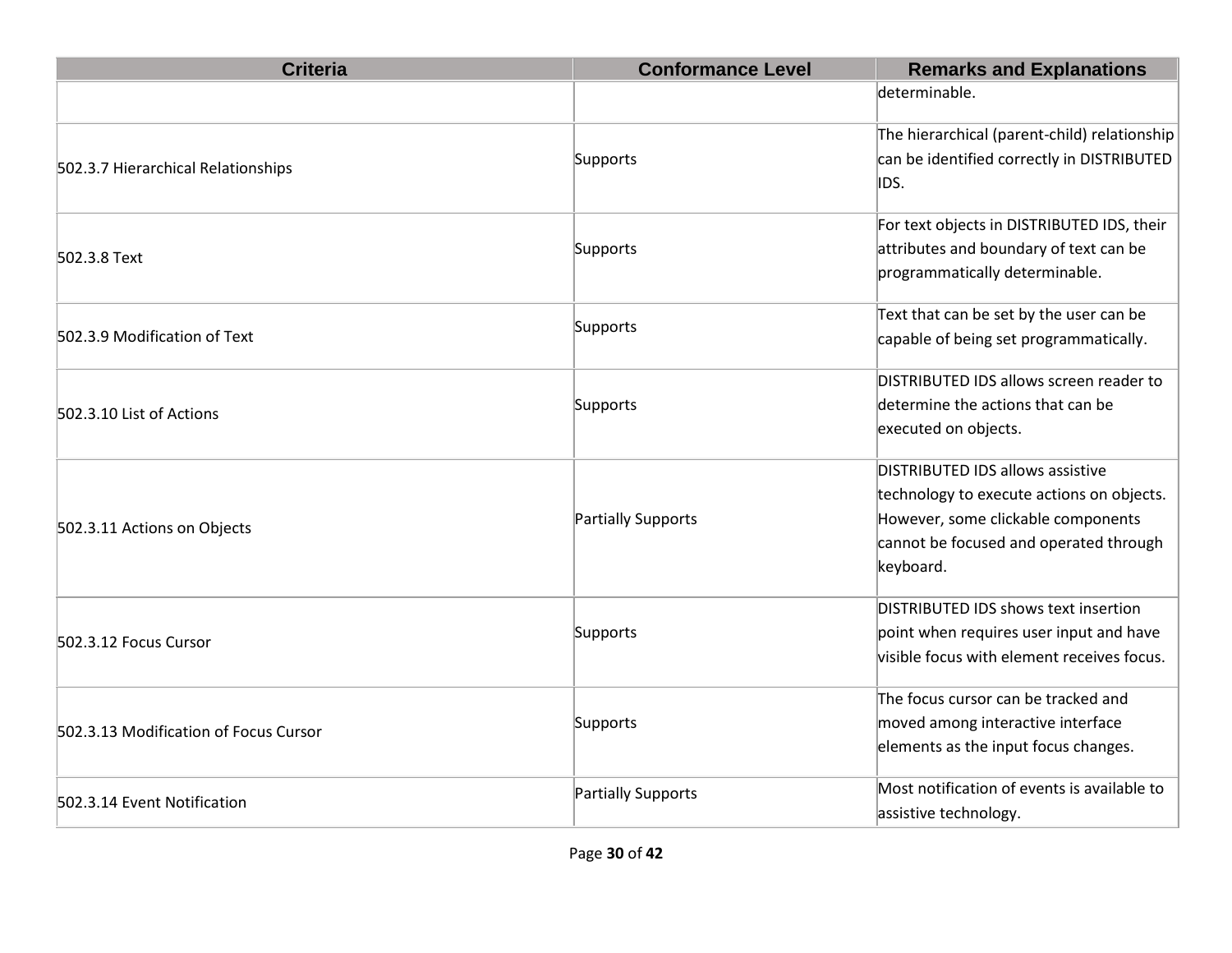| Criteria | Conformance Level | Remarks and Explanations |
|---|---|---|
| | | determinable. |
| 502.3.7 Hierarchical Relationships | Supports | The hierarchical (parent-child) relationship can be identified correctly in DISTRIBUTED IDS. |
| 502.3.8 Text | Supports | For text objects in DISTRIBUTED IDS, their attributes and boundary of text can be programmatically determinable. |
| 502.3.9 Modification of Text | Supports | Text that can be set by the user can be capable of being set programmatically. |
| 502.3.10 List of Actions | Supports | DISTRIBUTED IDS allows screen reader to determine the actions that can be executed on objects. |
| 502.3.11 Actions on Objects | Partially Supports | DISTRIBUTED IDS allows assistive technology to execute actions on objects. However, some clickable components cannot be focused and operated through keyboard. |
| 502.3.12 Focus Cursor | Supports | DISTRIBUTED IDS shows text insertion point when requires user input and have visible focus with element receives focus. |
| 502.3.13 Modification of Focus Cursor | Supports | The focus cursor can be tracked and moved among interactive interface elements as the input focus changes. |
| 502.3.14 Event Notification | Partially Supports | Most notification of events is available to assistive technology. |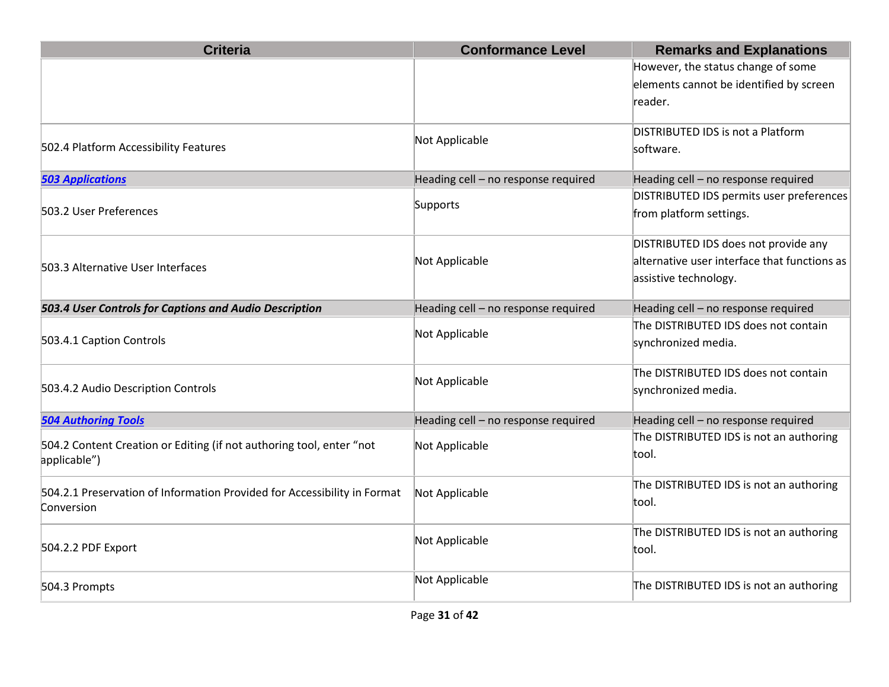| Criteria | Conformance Level | Remarks and Explanations |
|---|---|---|
| | | However, the status change of some elements cannot be identified by screen reader. |
| 502.4 Platform Accessibility Features | Not Applicable | DISTRIBUTED IDS is not a Platform software. |
| ***503 Applications*** | Heading cell – no response required | Heading cell – no response required |
| 503.2 User Preferences | Supports | DISTRIBUTED IDS permits user preferences from platform settings. |
| 503.3 Alternative User Interfaces | Not Applicable | DISTRIBUTED IDS does not provide any alternative user interface that functions as assistive technology. |
| ***503.4 User Controls for Captions and Audio Description*** | Heading cell – no response required | Heading cell – no response required |
| 503.4.1 Caption Controls | Not Applicable | The DISTRIBUTED IDS does not contain synchronized media. |
| 503.4.2 Audio Description Controls | Not Applicable | The DISTRIBUTED IDS does not contain synchronized media. |
| ***504 Authoring Tools*** | Heading cell – no response required | Heading cell – no response required |
| 504.2 Content Creation or Editing (if not authoring tool, enter "not applicable") | Not Applicable | The DISTRIBUTED IDS is not an authoring tool. |
| 504.2.1 Preservation of Information Provided for Accessibility in Format Conversion | Not Applicable | The DISTRIBUTED IDS is not an authoring tool. |
| 504.2.2 PDF Export | Not Applicable | The DISTRIBUTED IDS is not an authoring tool. |
| 504.3 Prompts | Not Applicable | The DISTRIBUTED IDS is not an authoring |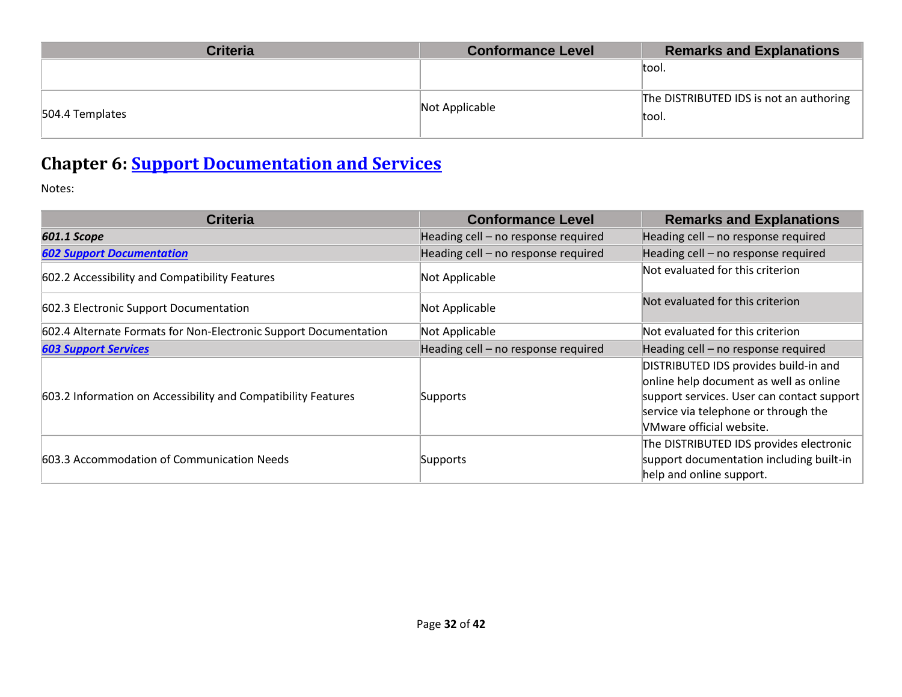| Criteria | Conformance Level | Remarks and Explanations |
| --- | --- | --- |
| | | tool. |
| 504.4 Templates | Not Applicable | The DISTRIBUTED IDS is not an authoring tool. |

## Chapter 6: [Support Documentation and Services]()

Notes:

| Criteria | Conformance Level | Remarks and Explanations |
| --- | --- | --- |
| ***601.1 Scope*** | Heading cell – no response required | Heading cell – no response required |
| ***[602 Support Documentation]()*** | Heading cell – no response required | Heading cell – no response required |
| 602.2 Accessibility and Compatibility Features | Not Applicable | Not evaluated for this criterion |
| 602.3 Electronic Support Documentation | Not Applicable | Not evaluated for this criterion |
| 602.4 Alternate Formats for Non-Electronic Support Documentation | Not Applicable | Not evaluated for this criterion |
| ***[603 Support Services]()*** | Heading cell – no response required | Heading cell – no response required |
| 603.2 Information on Accessibility and Compatibility Features | Supports | DISTRIBUTED IDS provides build-in and online help document as well as online support services. User can contact support service via telephone or through the VMware official website. |
| 603.3 Accommodation of Communication Needs | Supports | The DISTRIBUTED IDS provides electronic support documentation including built-in help and online support. |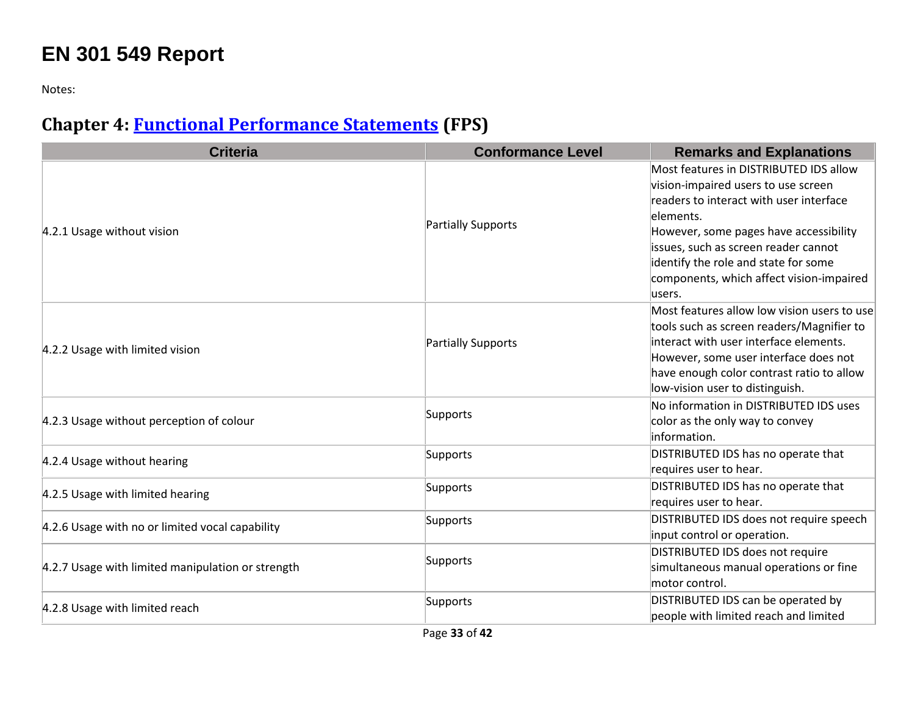# EN 301 549 Report

Notes:

## Chapter 4: [Functional Performance Statements](#) (FPS)

| Criteria | Conformance Level | Remarks and Explanations |
|---|---|---|
| 4.2.1 Usage without vision | Partially Supports | Most features in DISTRIBUTED IDS allow vision-impaired users to use screen readers to interact with user interface elements.<br>However, some pages have accessibility issues, such as screen reader cannot identify the role and state for some components, which affect vision-impaired users. |
| 4.2.2 Usage with limited vision | Partially Supports | Most features allow low vision users to use tools such as screen readers/Magnifier to interact with user interface elements.<br>However, some user interface does not have enough color contrast ratio to allow low-vision user to distinguish. |
| 4.2.3 Usage without perception of colour | Supports | No information in DISTRIBUTED IDS uses color as the only way to convey information. |
| 4.2.4 Usage without hearing | Supports | DISTRIBUTED IDS has no operate that requires user to hear. |
| 4.2.5 Usage with limited hearing | Supports | DISTRIBUTED IDS has no operate that requires user to hear. |
| 4.2.6 Usage with no or limited vocal capability | Supports | DISTRIBUTED IDS does not require speech input control or operation. |
| 4.2.7 Usage with limited manipulation or strength | Supports | DISTRIBUTED IDS does not require simultaneous manual operations or fine motor control. |
| 4.2.8 Usage with limited reach | Supports | DISTRIBUTED IDS can be operated by people with limited reach and limited |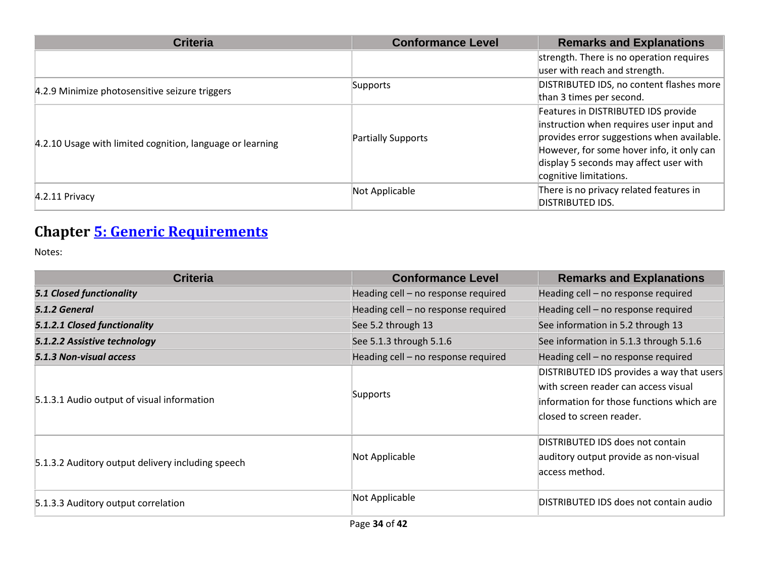| Criteria | Conformance Level | Remarks and Explanations |
| --- | --- | --- |
| | | strength. There is no operation requires user with reach and strength. |
| 4.2.9 Minimize photosensitive seizure triggers | Supports | DISTRIBUTED IDS, no content flashes more than 3 times per second. |
| 4.2.10 Usage with limited cognition, language or learning | Partially Supports | Features in DISTRIBUTED IDS provide instruction when requires user input and provides error suggestions when available. However, for some hover info, it only can display 5 seconds may affect user with cognitive limitations. |
| 4.2.11 Privacy | Not Applicable | There is no privacy related features in DISTRIBUTED IDS. |

## Chapter [5: Generic Requirements]

Notes:

| Criteria | Conformance Level | Remarks and Explanations |
| --- | --- | --- |
| ***5.1 Closed functionality*** | Heading cell – no response required | Heading cell – no response required |
| ***5.1.2 General*** | Heading cell – no response required | Heading cell – no response required |
| ***5.1.2.1 Closed functionality*** | See 5.2 through 13 | See information in 5.2 through 13 |
| ***5.1.2.2 Assistive technology*** | See 5.1.3 through 5.1.6 | See information in 5.1.3 through 5.1.6 |
| ***5.1.3 Non-visual access*** | Heading cell – no response required | Heading cell – no response required |
| 5.1.3.1 Audio output of visual information | Supports | DISTRIBUTED IDS provides a way that users with screen reader can access visual information for those functions which are closed to screen reader. |
| 5.1.3.2 Auditory output delivery including speech | Not Applicable | DISTRIBUTED IDS does not contain auditory output provide as non-visual access method. |
| 5.1.3.3 Auditory output correlation | Not Applicable | DISTRIBUTED IDS does not contain audio |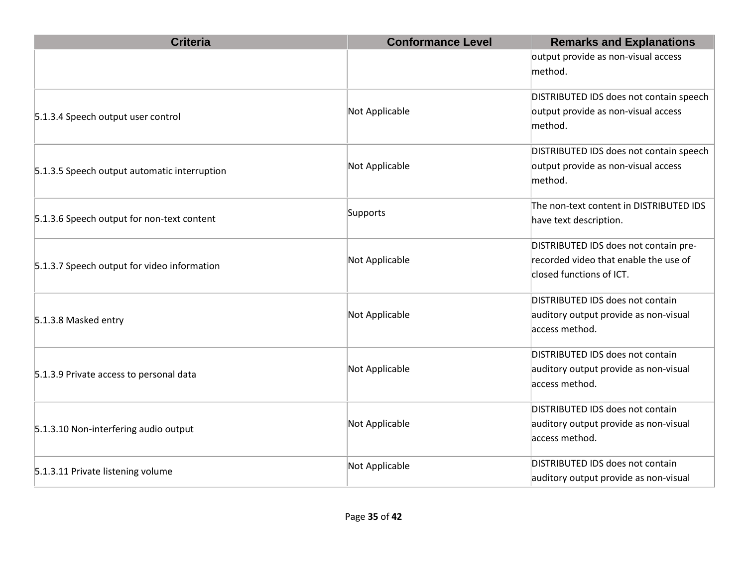| Criteria | Conformance Level | Remarks and Explanations |
|---|---|---|
| | | output provide as non-visual access method. |
| 5.1.3.4 Speech output user control | Not Applicable | DISTRIBUTED IDS does not contain speech output provide as non-visual access method. |
| 5.1.3.5 Speech output automatic interruption | Not Applicable | DISTRIBUTED IDS does not contain speech output provide as non-visual access method. |
| 5.1.3.6 Speech output for non-text content | Supports | The non-text content in DISTRIBUTED IDS have text description. |
| 5.1.3.7 Speech output for video information | Not Applicable | DISTRIBUTED IDS does not contain pre-recorded video that enable the use of closed functions of ICT. |
| 5.1.3.8 Masked entry | Not Applicable | DISTRIBUTED IDS does not contain auditory output provide as non-visual access method. |
| 5.1.3.9 Private access to personal data | Not Applicable | DISTRIBUTED IDS does not contain auditory output provide as non-visual access method. |
| 5.1.3.10 Non-interfering audio output | Not Applicable | DISTRIBUTED IDS does not contain auditory output provide as non-visual access method. |
| 5.1.3.11 Private listening volume | Not Applicable | DISTRIBUTED IDS does not contain auditory output provide as non-visual |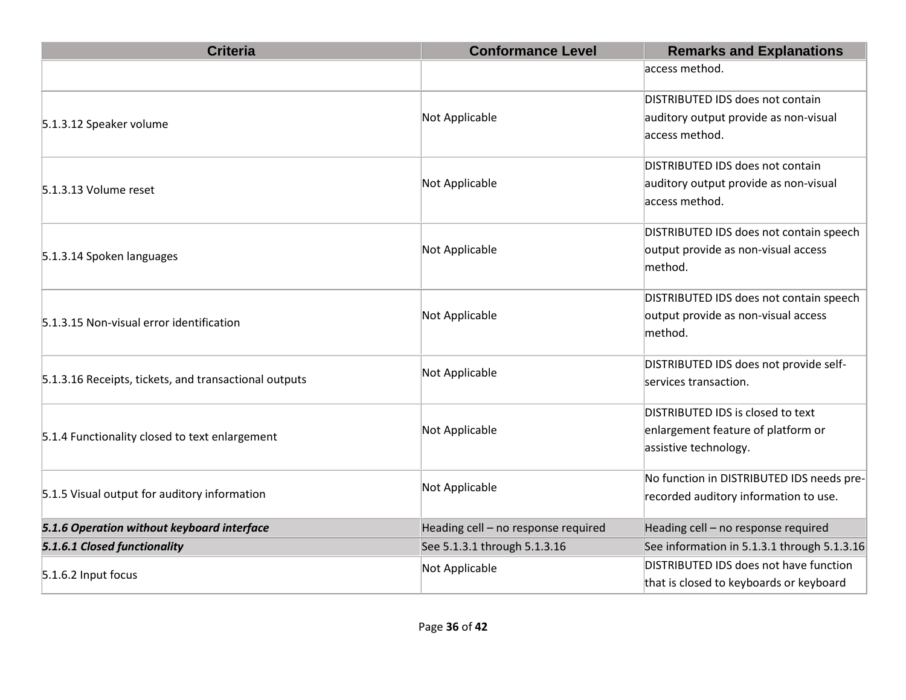| Criteria | Conformance Level | Remarks and Explanations |
|---|---|---|
| | | access method. |
| 5.1.3.12 Speaker volume | Not Applicable | DISTRIBUTED IDS does not contain auditory output provide as non-visual access method. |
| 5.1.3.13 Volume reset | Not Applicable | DISTRIBUTED IDS does not contain auditory output provide as non-visual access method. |
| 5.1.3.14 Spoken languages | Not Applicable | DISTRIBUTED IDS does not contain speech output provide as non-visual access method. |
| 5.1.3.15 Non-visual error identification | Not Applicable | DISTRIBUTED IDS does not contain speech output provide as non-visual access method. |
| 5.1.3.16 Receipts, tickets, and transactional outputs | Not Applicable | DISTRIBUTED IDS does not provide self-services transaction. |
| 5.1.4 Functionality closed to text enlargement | Not Applicable | DISTRIBUTED IDS is closed to text enlargement feature of platform or assistive technology. |
| 5.1.5 Visual output for auditory information | Not Applicable | No function in DISTRIBUTED IDS needs pre-recorded auditory information to use. |
| ***5.1.6 Operation without keyboard interface*** | Heading cell – no response required | Heading cell – no response required |
| ***5.1.6.1 Closed functionality*** | See 5.1.3.1 through 5.1.3.16 | See information in 5.1.3.1 through 5.1.3.16 |
| 5.1.6.2 Input focus | Not Applicable | DISTRIBUTED IDS does not have function that is closed to keyboards or keyboard |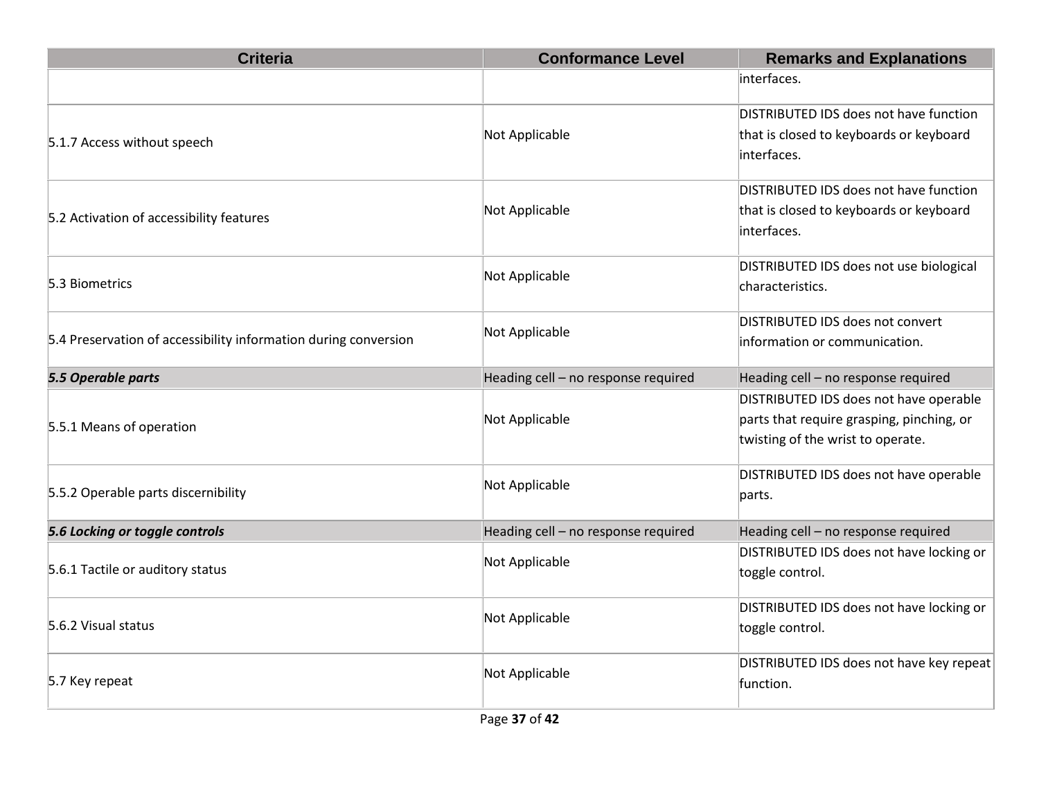| Criteria | Conformance Level | Remarks and Explanations |
| --- | --- | --- |
| | | interfaces. |
| 5.1.7 Access without speech | Not Applicable | DISTRIBUTED IDS does not have function that is closed to keyboards or keyboard interfaces. |
| 5.2 Activation of accessibility features | Not Applicable | DISTRIBUTED IDS does not have function that is closed to keyboards or keyboard interfaces. |
| 5.3 Biometrics | Not Applicable | DISTRIBUTED IDS does not use biological characteristics. |
| 5.4 Preservation of accessibility information during conversion | Not Applicable | DISTRIBUTED IDS does not convert information or communication. |
| ***5.5 Operable parts*** | Heading cell – no response required | Heading cell – no response required |
| 5.5.1 Means of operation | Not Applicable | DISTRIBUTED IDS does not have operable parts that require grasping, pinching, or twisting of the wrist to operate. |
| 5.5.2 Operable parts discernibility | Not Applicable | DISTRIBUTED IDS does not have operable parts. |
| ***5.6 Locking or toggle controls*** | Heading cell – no response required | Heading cell – no response required |
| 5.6.1 Tactile or auditory status | Not Applicable | DISTRIBUTED IDS does not have locking or toggle control. |
| 5.6.2 Visual status | Not Applicable | DISTRIBUTED IDS does not have locking or toggle control. |
| 5.7 Key repeat | Not Applicable | DISTRIBUTED IDS does not have key repeat function. |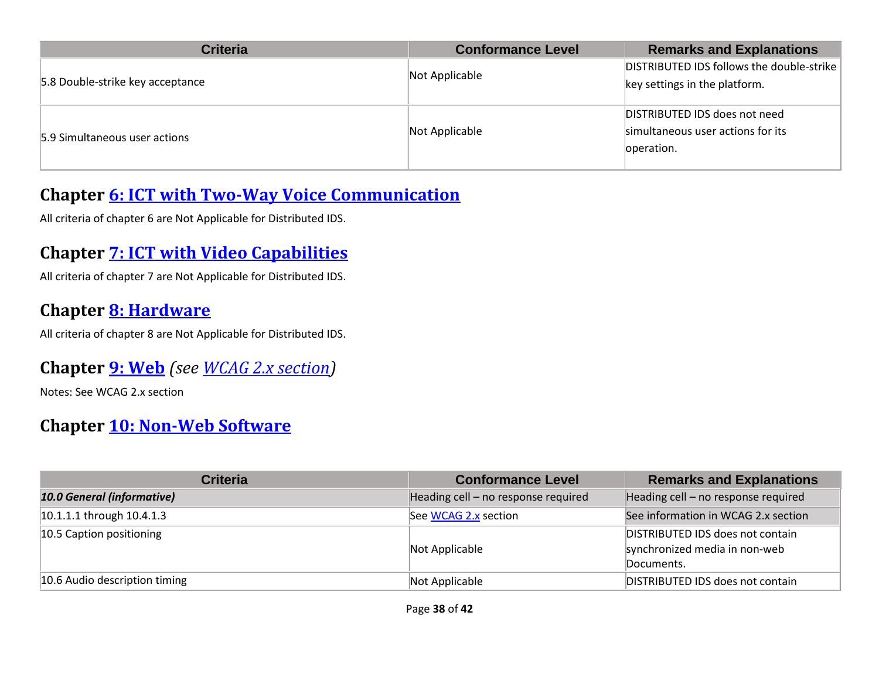| Criteria | Conformance Level | Remarks and Explanations |
|---|---|---|
| 5.8 Double-strike key acceptance | Not Applicable | DISTRIBUTED IDS follows the double-strike key settings in the platform. |
| 5.9 Simultaneous user actions | Not Applicable | DISTRIBUTED IDS does not need simultaneous user actions for its operation. |

## Chapter [6: ICT with Two-Way Voice Communication]()

All criteria of chapter 6 are Not Applicable for Distributed IDS.

## Chapter [7: ICT with Video Capabilities]()

All criteria of chapter 7 are Not Applicable for Distributed IDS.

## Chapter [8: Hardware]()

All criteria of chapter 8 are Not Applicable for Distributed IDS.

## Chapter [9: Web]() *(see [WCAG 2.x section]())*

Notes: See WCAG 2.x section

## Chapter [10: Non-Web Software]()

| Criteria | Conformance Level | Remarks and Explanations |
|---|---|---|
| ***10.0 General (informative)*** | Heading cell – no response required | Heading cell – no response required |
| 10.1.1.1 through 10.4.1.3 | See [WCAG 2.x]() section | See information in WCAG 2.x section |
| 10.5 Caption positioning | Not Applicable | DISTRIBUTED IDS does not contain synchronized media in non-web Documents. |
| 10.6 Audio description timing | Not Applicable | DISTRIBUTED IDS does not contain |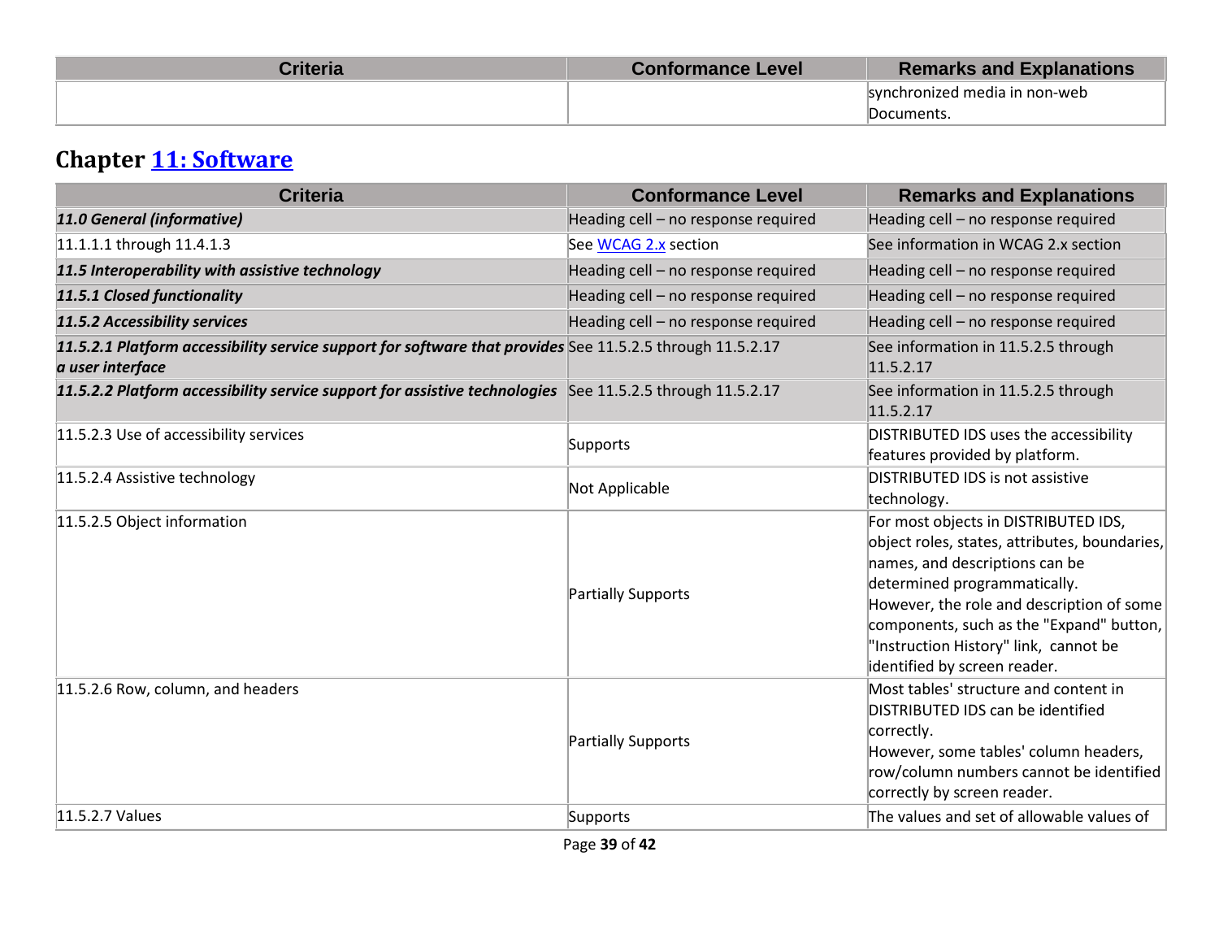| Criteria | Conformance Level | Remarks and Explanations |
|---|---|---|
| | | synchronized media in non-web Documents. |

## Chapter [11: Software](#)

| Criteria | Conformance Level | Remarks and Explanations |
|---|---|---|
| ***11.0 General (informative)*** | Heading cell – no response required | Heading cell – no response required |
| 11.1.1.1 through 11.4.1.3 | See [WCAG 2.x](#) section | See information in WCAG 2.x section |
| ***11.5 Interoperability with assistive technology*** | Heading cell – no response required | Heading cell – no response required |
| ***11.5.1 Closed functionality*** | Heading cell – no response required | Heading cell – no response required |
| ***11.5.2 Accessibility services*** | Heading cell – no response required | Heading cell – no response required |
| ***11.5.2.1 Platform accessibility service support for software that provides a user interface*** | See 11.5.2.5 through 11.5.2.17 | See information in 11.5.2.5 through 11.5.2.17 |
| ***11.5.2.2 Platform accessibility service support for assistive technologies*** | See 11.5.2.5 through 11.5.2.17 | See information in 11.5.2.5 through 11.5.2.17 |
| 11.5.2.3 Use of accessibility services | Supports | DISTRIBUTED IDS uses the accessibility features provided by platform. |
| 11.5.2.4 Assistive technology | Not Applicable | DISTRIBUTED IDS is not assistive technology. |
| 11.5.2.5 Object information | Partially Supports | For most objects in DISTRIBUTED IDS, object roles, states, attributes, boundaries, names, and descriptions can be determined programmatically.<br>However, the role and description of some components, such as the "Expand" button, "Instruction History" link, cannot be identified by screen reader. |
| 11.5.2.6 Row, column, and headers | Partially Supports | Most tables' structure and content in DISTRIBUTED IDS can be identified correctly.<br>However, some tables' column headers, row/column numbers cannot be identified correctly by screen reader. |
| 11.5.2.7 Values | Supports | The values and set of allowable values of |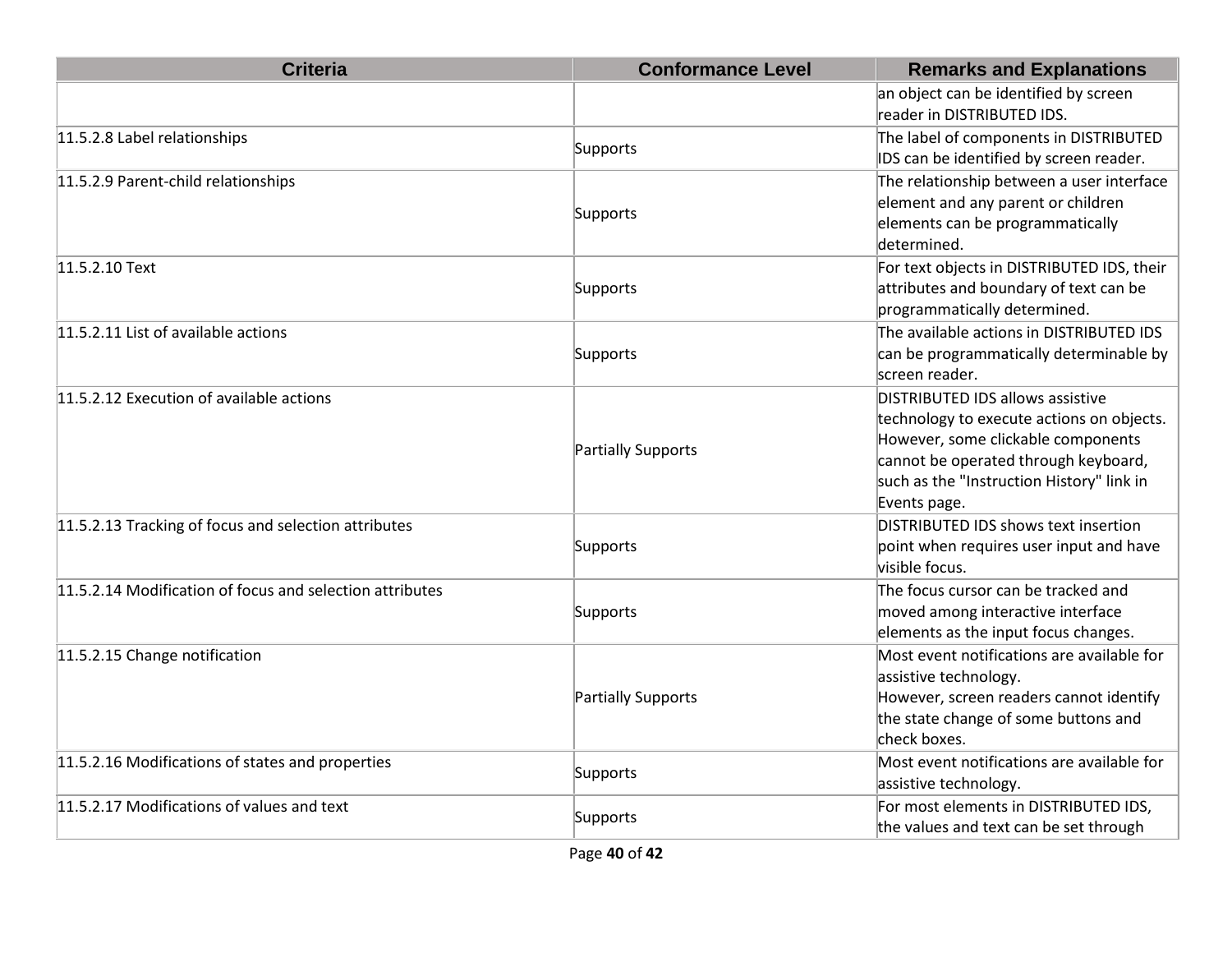| Criteria | Conformance Level | Remarks and Explanations |
|---|---|---|
| | | an object can be identified by screen reader in DISTRIBUTED IDS. |
| 11.5.2.8 Label relationships | Supports | The label of components in DISTRIBUTED IDS can be identified by screen reader. |
| 11.5.2.9 Parent-child relationships | Supports | The relationship between a user interface element and any parent or children elements can be programmatically determined. |
| 11.5.2.10 Text | Supports | For text objects in DISTRIBUTED IDS, their attributes and boundary of text can be programmatically determined. |
| 11.5.2.11 List of available actions | Supports | The available actions in DISTRIBUTED IDS can be programmatically determinable by screen reader. |
| 11.5.2.12 Execution of available actions | Partially Supports | DISTRIBUTED IDS allows assistive technology to execute actions on objects. However, some clickable components cannot be operated through keyboard, such as the "Instruction History" link in Events page. |
| 11.5.2.13 Tracking of focus and selection attributes | Supports | DISTRIBUTED IDS shows text insertion point when requires user input and have visible focus. |
| 11.5.2.14 Modification of focus and selection attributes | Supports | The focus cursor can be tracked and moved among interactive interface elements as the input focus changes. |
| 11.5.2.15 Change notification | Partially Supports | Most event notifications are available for assistive technology.<br>However, screen readers cannot identify the state change of some buttons and check boxes. |
| 11.5.2.16 Modifications of states and properties | Supports | Most event notifications are available for assistive technology. |
| 11.5.2.17 Modifications of values and text | Supports | For most elements in DISTRIBUTED IDS, the values and text can be set through |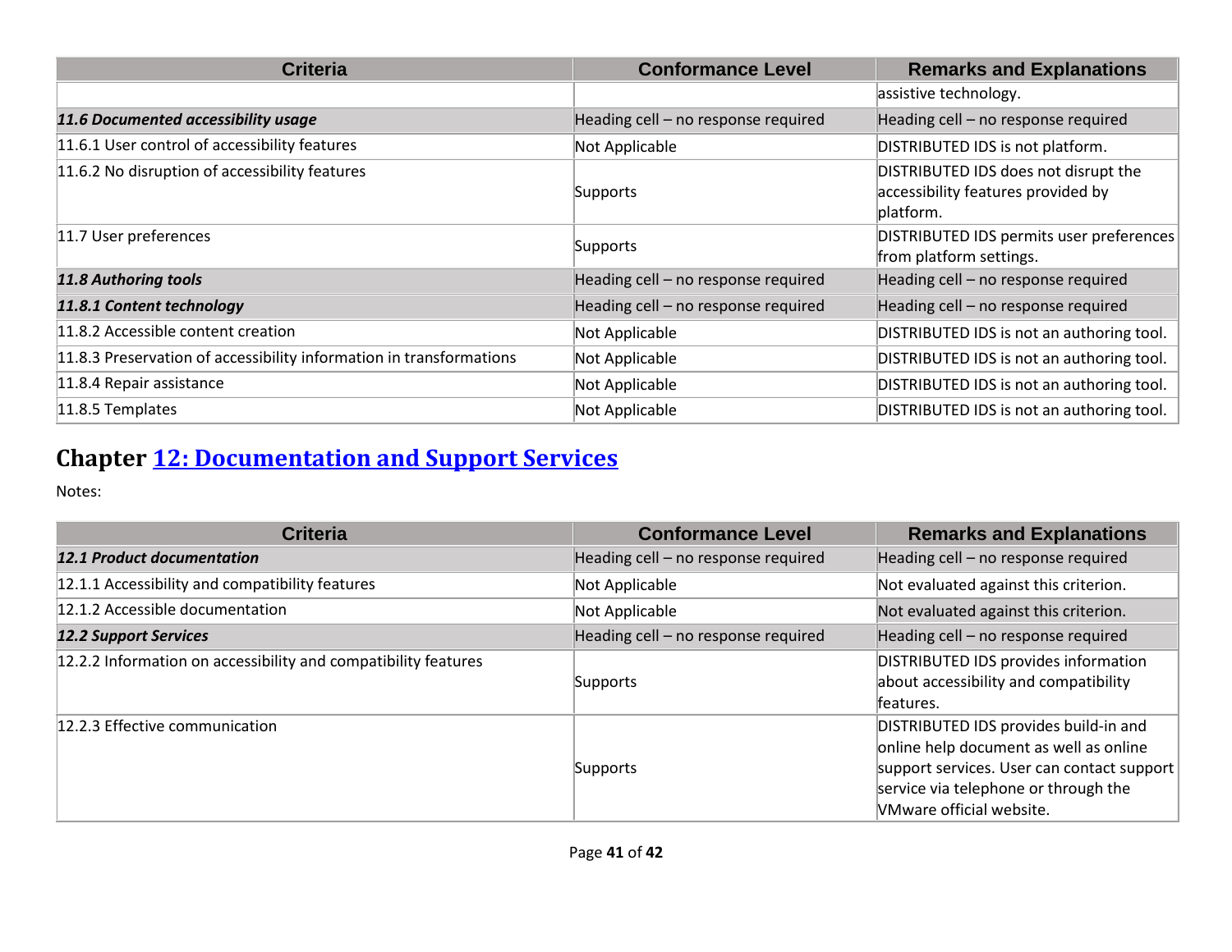| Criteria | Conformance Level | Remarks and Explanations |
| --- | --- | --- |
| | | assistive technology. |
| ***11.6 Documented accessibility usage*** | Heading cell – no response required | Heading cell – no response required |
| 11.6.1 User control of accessibility features | Not Applicable | DISTRIBUTED IDS is not platform. |
| 11.6.2 No disruption of accessibility features | Supports | DISTRIBUTED IDS does not disrupt the accessibility features provided by platform. |
| 11.7 User preferences | Supports | DISTRIBUTED IDS permits user preferences from platform settings. |
| ***11.8 Authoring tools*** | Heading cell – no response required | Heading cell – no response required |
| ***11.8.1 Content technology*** | Heading cell – no response required | Heading cell – no response required |
| 11.8.2 Accessible content creation | Not Applicable | DISTRIBUTED IDS is not an authoring tool. |
| 11.8.3 Preservation of accessibility information in transformations | Not Applicable | DISTRIBUTED IDS is not an authoring tool. |
| 11.8.4 Repair assistance | Not Applicable | DISTRIBUTED IDS is not an authoring tool. |
| 11.8.5 Templates | Not Applicable | DISTRIBUTED IDS is not an authoring tool. |

## Chapter 12: Documentation and Support Services

Notes:

| Criteria | Conformance Level | Remarks and Explanations |
| --- | --- | --- |
| ***12.1 Product documentation*** | Heading cell – no response required | Heading cell – no response required |
| 12.1.1 Accessibility and compatibility features | Not Applicable | Not evaluated against this criterion. |
| 12.1.2 Accessible documentation | Not Applicable | Not evaluated against this criterion. |
| ***12.2 Support Services*** | Heading cell – no response required | Heading cell – no response required |
| 12.2.2 Information on accessibility and compatibility features | Supports | DISTRIBUTED IDS provides information about accessibility and compatibility features. |
| 12.2.3 Effective communication | Supports | DISTRIBUTED IDS provides build-in and online help document as well as online support services. User can contact support service via telephone or through the VMware official website. |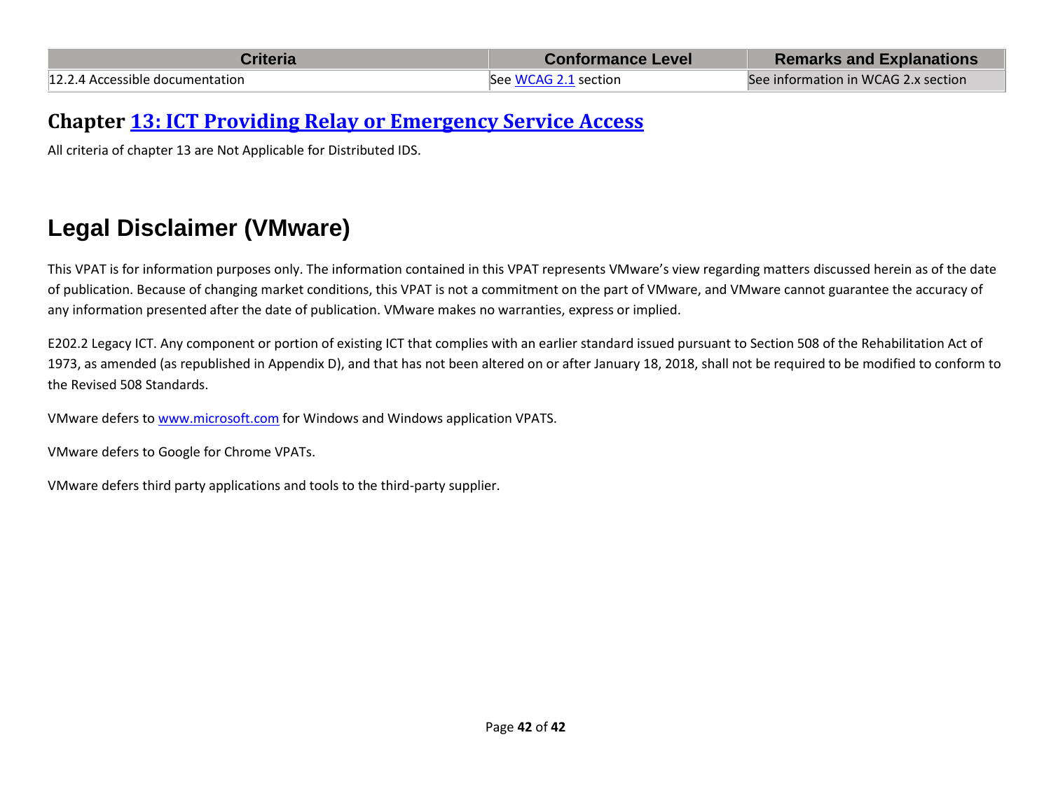| Criteria | Conformance Level | Remarks and Explanations |
| --- | --- | --- |
| 12.2.4 Accessible documentation | See WCAG 2.1 section | See information in WCAG 2.x section |

### Chapter 13: ICT Providing Relay or Emergency Service Access

All criteria of chapter 13 are Not Applicable for Distributed IDS.

## Legal Disclaimer (VMware)

This VPAT is for information purposes only. The information contained in this VPAT represents VMware's view regarding matters discussed herein as of the date of publication. Because of changing market conditions, this VPAT is not a commitment on the part of VMware, and VMware cannot guarantee the accuracy of any information presented after the date of publication. VMware makes no warranties, express or implied.

E202.2 Legacy ICT. Any component or portion of existing ICT that complies with an earlier standard issued pursuant to Section 508 of the Rehabilitation Act of 1973, as amended (as republished in Appendix D), and that has not been altered on or after January 18, 2018, shall not be required to be modified to conform to the Revised 508 Standards.

VMware defers to www.microsoft.com for Windows and Windows application VPATS.

VMware defers to Google for Chrome VPATs.

VMware defers third party applications and tools to the third-party supplier.